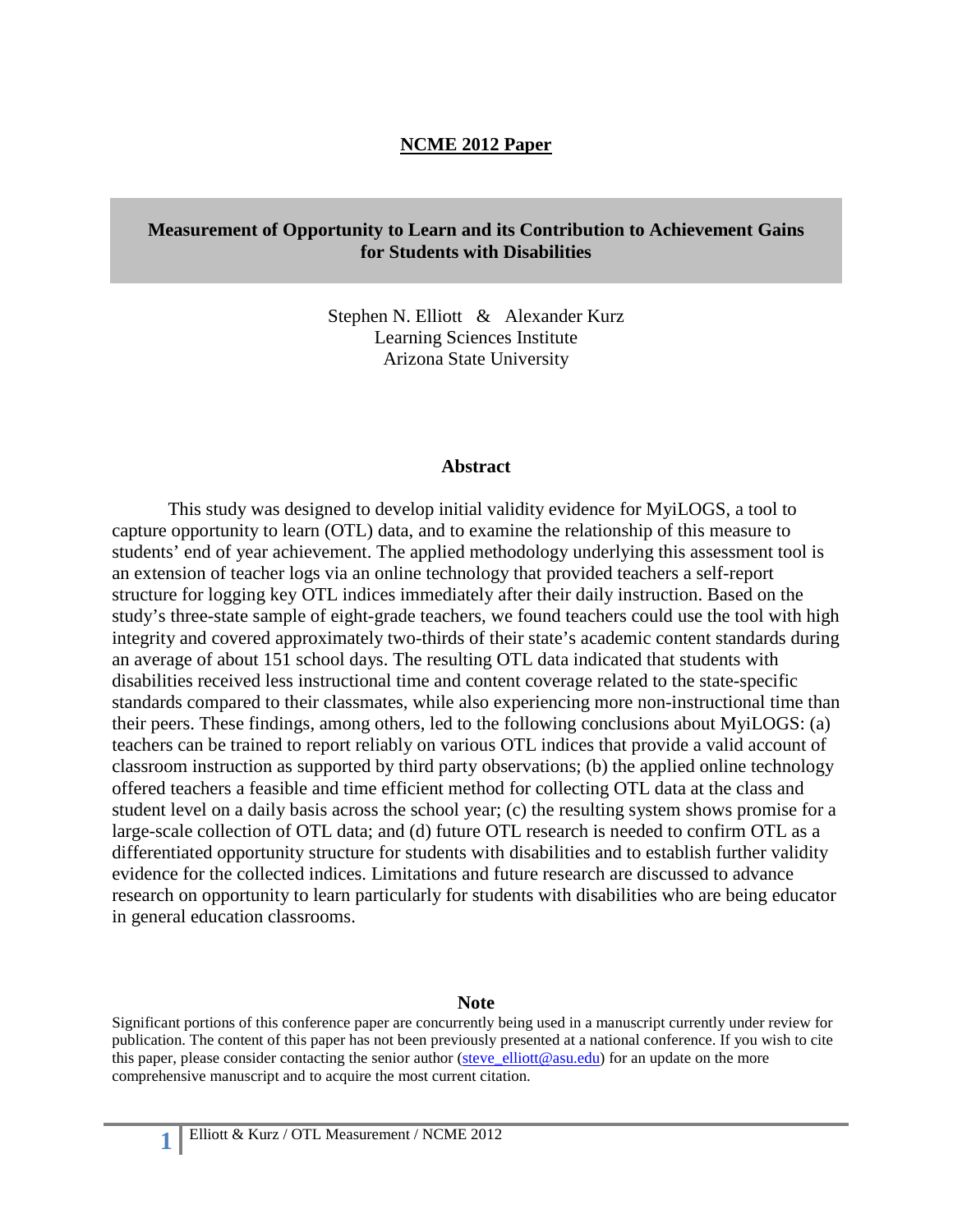**NCME 2012 Paper**

# Measurement of Opportunity to Learn and its Contribution to Achievement Gains for Students with Disabilities

Stephen N. Elliott & Alexander Kurz
Learning Sciences Institute
Arizona State University

## Abstract

This study was designed to develop initial validity evidence for MyiLOGS, a tool to capture opportunity to learn (OTL) data, and to examine the relationship of this measure to students' end of year achievement. The applied methodology underlying this assessment tool is an extension of teacher logs via an online technology that provided teachers a self-report structure for logging key OTL indices immediately after their daily instruction. Based on the study's three-state sample of eight-grade teachers, we found teachers could use the tool with high integrity and covered approximately two-thirds of their state's academic content standards during an average of about 151 school days. The resulting OTL data indicated that students with disabilities received less instructional time and content coverage related to the state-specific standards compared to their classmates, while also experiencing more non-instructional time than their peers. These findings, among others, led to the following conclusions about MyiLOGS: (a) teachers can be trained to report reliably on various OTL indices that provide a valid account of classroom instruction as supported by third party observations; (b) the applied online technology offered teachers a feasible and time efficient method for collecting OTL data at the class and student level on a daily basis across the school year; (c) the resulting system shows promise for a large-scale collection of OTL data; and (d) future OTL research is needed to confirm OTL as a differentiated opportunity structure for students with disabilities and to establish further validity evidence for the collected indices. Limitations and future research are discussed to advance research on opportunity to learn particularly for students with disabilities who are being educator in general education classrooms.

## Note

Significant portions of this conference paper are concurrently being used in a manuscript currently under review for publication. The content of this paper has not been previously presented at a national conference. If you wish to cite this paper, please consider contacting the senior author (steve_elliott@asu.edu) for an update on the more comprehensive manuscript and to acquire the most current citation.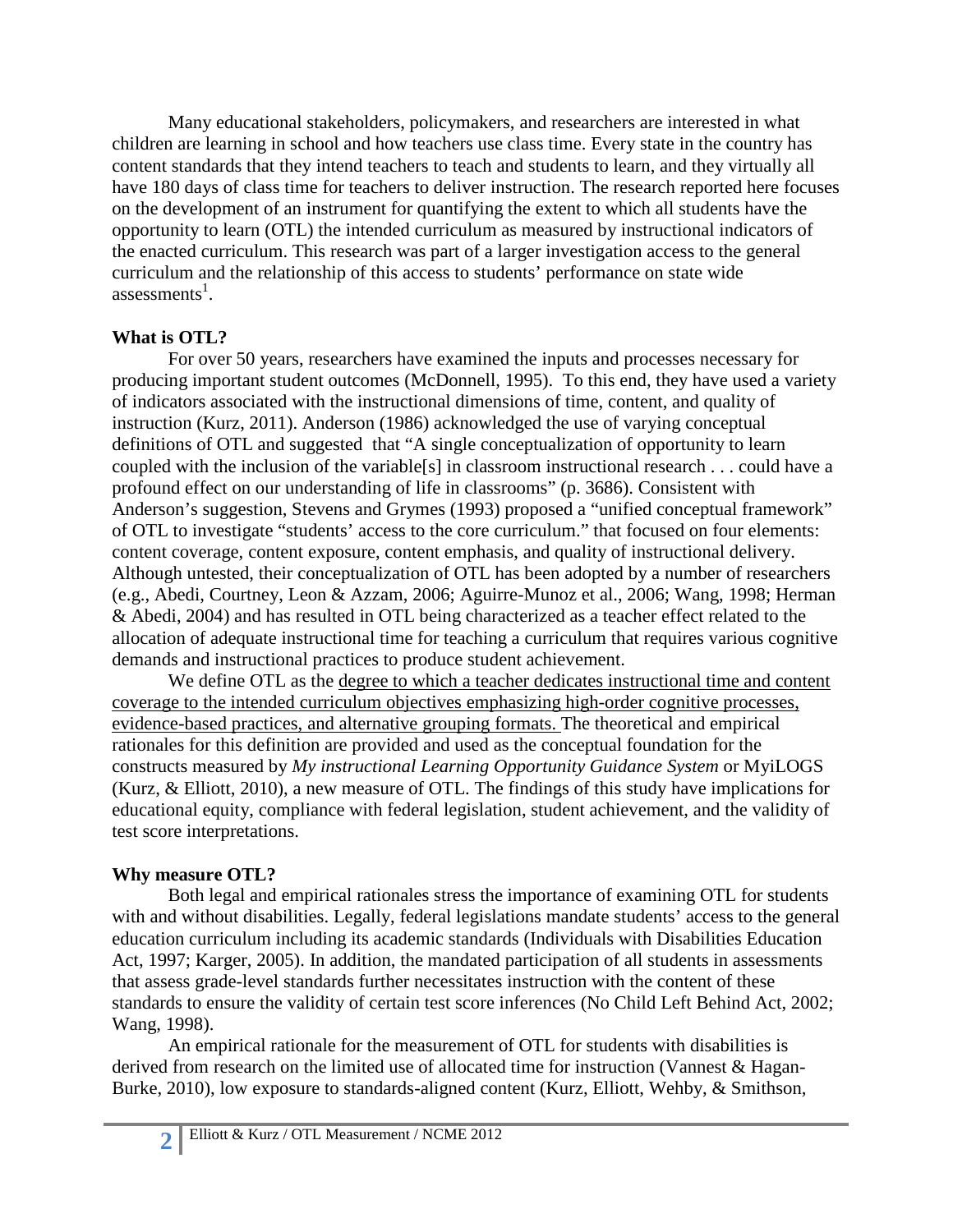Many educational stakeholders, policymakers, and researchers are interested in what children are learning in school and how teachers use class time. Every state in the country has content standards that they intend teachers to teach and students to learn, and they virtually all have 180 days of class time for teachers to deliver instruction. The research reported here focuses on the development of an instrument for quantifying the extent to which all students have the opportunity to learn (OTL) the intended curriculum as measured by instructional indicators of the enacted curriculum. This research was part of a larger investigation access to the general curriculum and the relationship of this access to students' performance on state wide assessments[1].

**What is OTL?**

For over 50 years, researchers have examined the inputs and processes necessary for producing important student outcomes (McDonnell, 1995). To this end, they have used a variety of indicators associated with the instructional dimensions of time, content, and quality of instruction (Kurz, 2011). Anderson (1986) acknowledged the use of varying conceptual definitions of OTL and suggested that "A single conceptualization of opportunity to learn coupled with the inclusion of the variable[s] in classroom instructional research . . . could have a profound effect on our understanding of life in classrooms" (p. 3686). Consistent with Anderson's suggestion, Stevens and Grymes (1993) proposed a "unified conceptual framework" of OTL to investigate "students' access to the core curriculum." that focused on four elements: content coverage, content exposure, content emphasis, and quality of instructional delivery. Although untested, their conceptualization of OTL has been adopted by a number of researchers (e.g., Abedi, Courtney, Leon & Azzam, 2006; Aguirre-Munoz et al., 2006; Wang, 1998; Herman & Abedi, 2004) and has resulted in OTL being characterized as a teacher effect related to the allocation of adequate instructional time for teaching a curriculum that requires various cognitive demands and instructional practices to produce student achievement.

We define OTL as the degree to which a teacher dedicates instructional time and content coverage to the intended curriculum objectives emphasizing high-order cognitive processes, evidence-based practices, and alternative grouping formats. The theoretical and empirical rationales for this definition are provided and used as the conceptual foundation for the constructs measured by *My instructional Learning Opportunity Guidance System* or MyiLOGS (Kurz, & Elliott, 2010), a new measure of OTL. The findings of this study have implications for educational equity, compliance with federal legislation, student achievement, and the validity of test score interpretations.

**Why measure OTL?**

Both legal and empirical rationales stress the importance of examining OTL for students with and without disabilities. Legally, federal legislations mandate students' access to the general education curriculum including its academic standards (Individuals with Disabilities Education Act, 1997; Karger, 2005). In addition, the mandated participation of all students in assessments that assess grade-level standards further necessitates instruction with the content of these standards to ensure the validity of certain test score inferences (No Child Left Behind Act, 2002; Wang, 1998).

An empirical rationale for the measurement of OTL for students with disabilities is derived from research on the limited use of allocated time for instruction (Vannest & Hagan-Burke, 2010), low exposure to standards-aligned content (Kurz, Elliott, Wehby, & Smithson,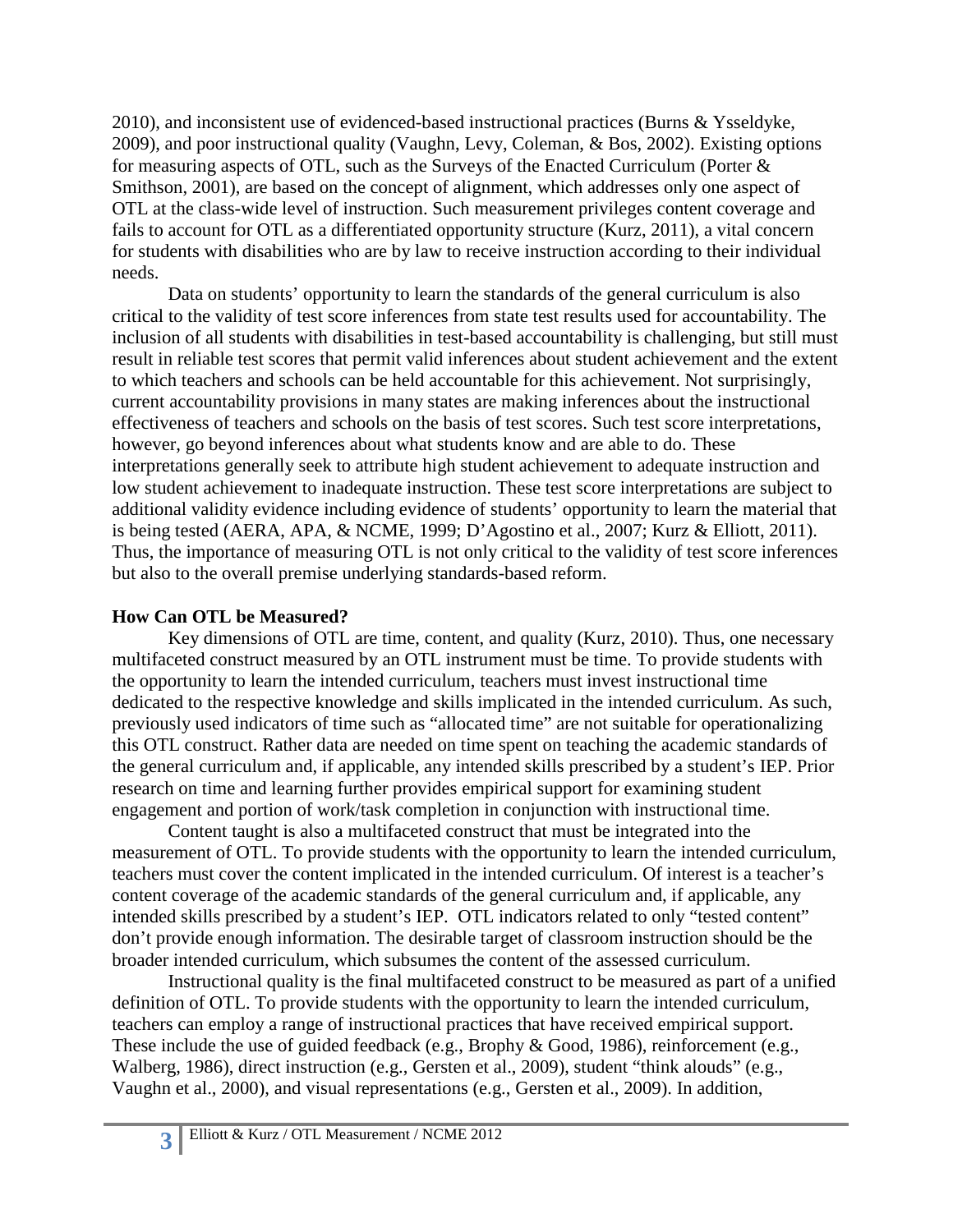2010), and inconsistent use of evidenced-based instructional practices (Burns & Ysseldyke, 2009), and poor instructional quality (Vaughn, Levy, Coleman, & Bos, 2002). Existing options for measuring aspects of OTL, such as the Surveys of the Enacted Curriculum (Porter & Smithson, 2001), are based on the concept of alignment, which addresses only one aspect of OTL at the class-wide level of instruction. Such measurement privileges content coverage and fails to account for OTL as a differentiated opportunity structure (Kurz, 2011), a vital concern for students with disabilities who are by law to receive instruction according to their individual needs.

Data on students' opportunity to learn the standards of the general curriculum is also critical to the validity of test score inferences from state test results used for accountability. The inclusion of all students with disabilities in test-based accountability is challenging, but still must result in reliable test scores that permit valid inferences about student achievement and the extent to which teachers and schools can be held accountable for this achievement. Not surprisingly, current accountability provisions in many states are making inferences about the instructional effectiveness of teachers and schools on the basis of test scores. Such test score interpretations, however, go beyond inferences about what students know and are able to do. These interpretations generally seek to attribute high student achievement to adequate instruction and low student achievement to inadequate instruction. These test score interpretations are subject to additional validity evidence including evidence of students' opportunity to learn the material that is being tested (AERA, APA, & NCME, 1999; D'Agostino et al., 2007; Kurz & Elliott, 2011). Thus, the importance of measuring OTL is not only critical to the validity of test score inferences but also to the overall premise underlying standards-based reform.

**How Can OTL be Measured?**

Key dimensions of OTL are time, content, and quality (Kurz, 2010). Thus, one necessary multifaceted construct measured by an OTL instrument must be time. To provide students with the opportunity to learn the intended curriculum, teachers must invest instructional time dedicated to the respective knowledge and skills implicated in the intended curriculum. As such, previously used indicators of time such as "allocated time" are not suitable for operationalizing this OTL construct. Rather data are needed on time spent on teaching the academic standards of the general curriculum and, if applicable, any intended skills prescribed by a student's IEP. Prior research on time and learning further provides empirical support for examining student engagement and portion of work/task completion in conjunction with instructional time.

Content taught is also a multifaceted construct that must be integrated into the measurement of OTL. To provide students with the opportunity to learn the intended curriculum, teachers must cover the content implicated in the intended curriculum. Of interest is a teacher's content coverage of the academic standards of the general curriculum and, if applicable, any intended skills prescribed by a student's IEP. OTL indicators related to only "tested content" don't provide enough information. The desirable target of classroom instruction should be the broader intended curriculum, which subsumes the content of the assessed curriculum.

Instructional quality is the final multifaceted construct to be measured as part of a unified definition of OTL. To provide students with the opportunity to learn the intended curriculum, teachers can employ a range of instructional practices that have received empirical support. These include the use of guided feedback (e.g., Brophy & Good, 1986), reinforcement (e.g., Walberg, 1986), direct instruction (e.g., Gersten et al., 2009), student "think alouds" (e.g., Vaughn et al., 2000), and visual representations (e.g., Gersten et al., 2009). In addition,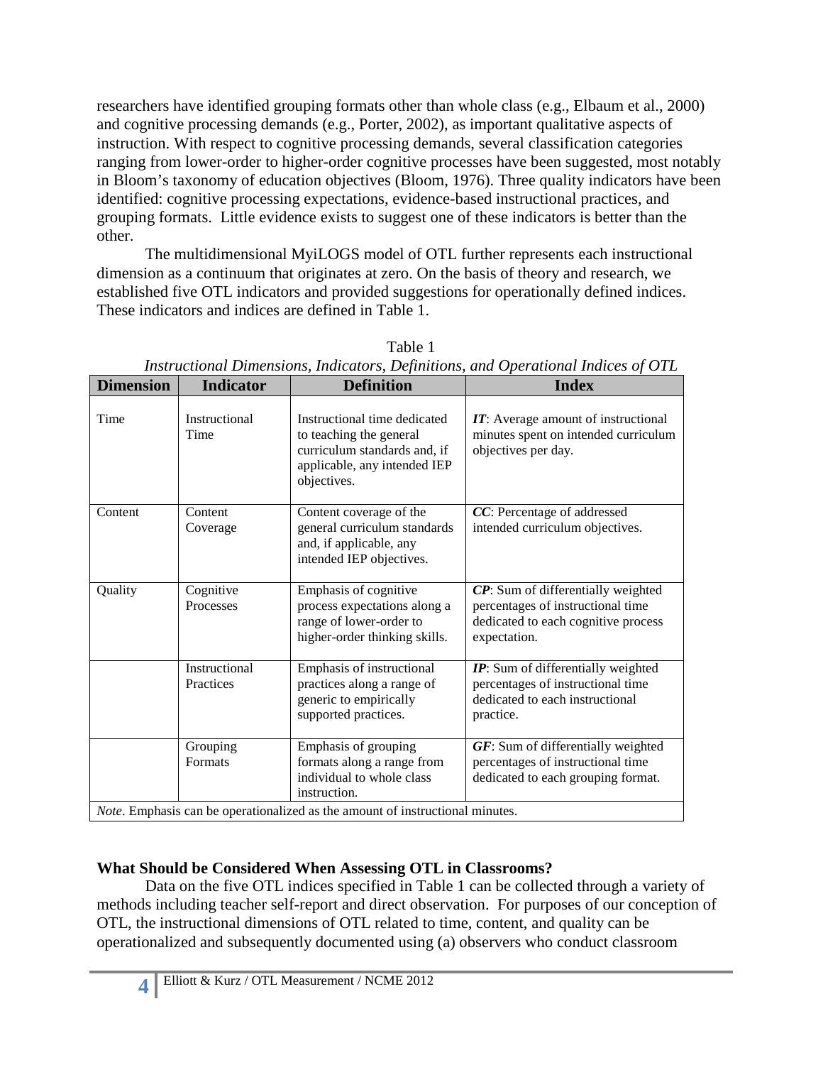researchers have identified grouping formats other than whole class (e.g., Elbaum et al., 2000) and cognitive processing demands (e.g., Porter, 2002), as important qualitative aspects of instruction. With respect to cognitive processing demands, several classification categories ranging from lower-order to higher-order cognitive processes have been suggested, most notably in Bloom's taxonomy of education objectives (Bloom, 1976). Three quality indicators have been identified: cognitive processing expectations, evidence-based instructional practices, and grouping formats. Little evidence exists to suggest one of these indicators is better than the other.

The multidimensional MyiLOGS model of OTL further represents each instructional dimension as a continuum that originates at zero. On the basis of theory and research, we established five OTL indicators and provided suggestions for operationally defined indices. These indicators and indices are defined in Table 1.

Table 1
*Instructional Dimensions, Indicators, Definitions, and Operational Indices of OTL*

| Dimension | Indicator | Definition | Index |
|---|---|---|---|
| Time | Instructional Time | Instructional time dedicated to teaching the general curriculum standards and, if applicable, any intended IEP objectives. | ***IT***: Average amount of instructional minutes spent on intended curriculum objectives per day. |
| Content | Content Coverage | Content coverage of the general curriculum standards and, if applicable, any intended IEP objectives. | ***CC***: Percentage of addressed intended curriculum objectives. |
| Quality | Cognitive Processes | Emphasis of cognitive process expectations along a range of lower-order to higher-order thinking skills. | ***CP***: Sum of differentially weighted percentages of instructional time dedicated to each cognitive process expectation. |
| | Instructional Practices | Emphasis of instructional practices along a range of generic to empirically supported practices. | ***IP***: Sum of differentially weighted percentages of instructional time dedicated to each instructional practice. |
| | Grouping Formats | Emphasis of grouping formats along a range from individual to whole class instruction. | ***GF***: Sum of differentially weighted percentages of instructional time dedicated to each grouping format. |

*Note*. Emphasis can be operationalized as the amount of instructional minutes.

### What Should be Considered When Assessing OTL in Classrooms?

Data on the five OTL indices specified in Table 1 can be collected through a variety of methods including teacher self-report and direct observation. For purposes of our conception of OTL, the instructional dimensions of OTL related to time, content, and quality can be operationalized and subsequently documented using (a) observers who conduct classroom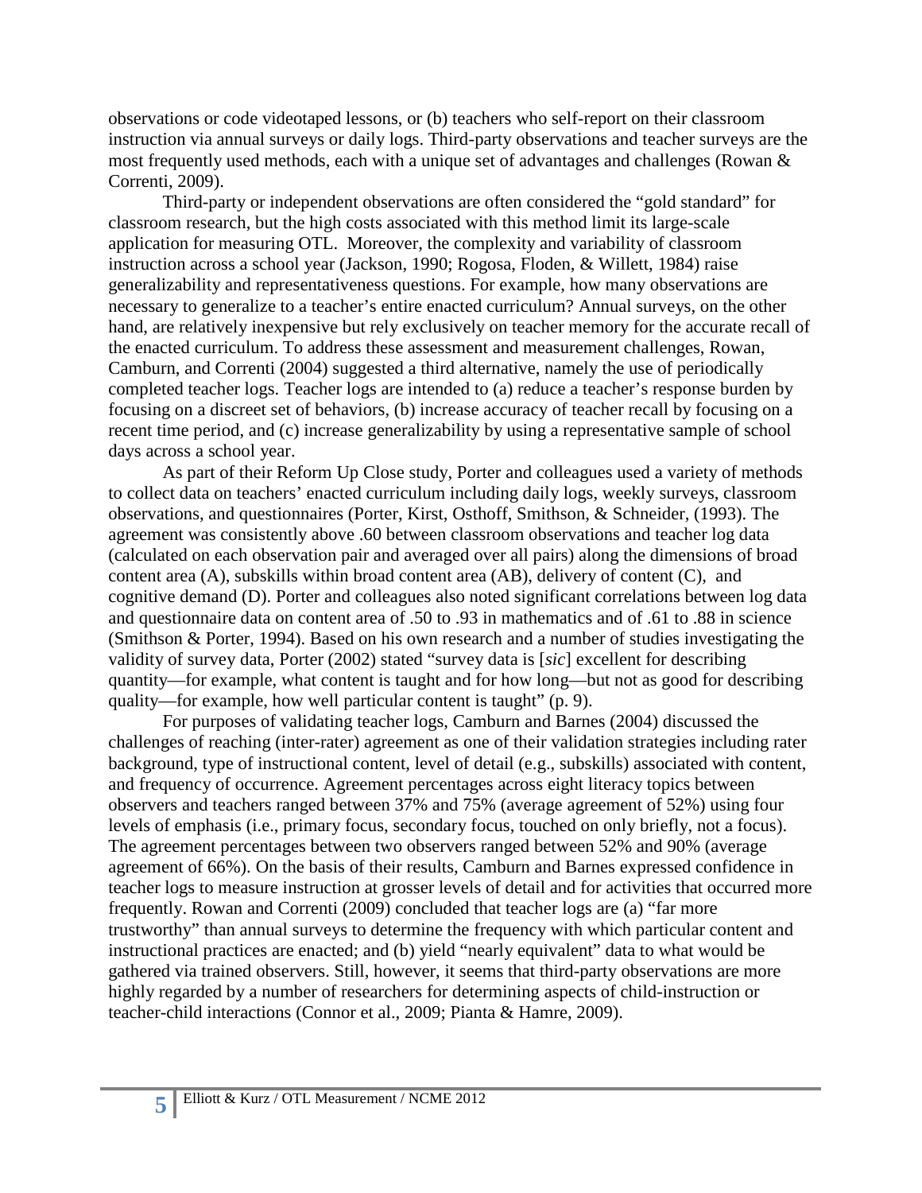observations or code videotaped lessons, or (b) teachers who self-report on their classroom instruction via annual surveys or daily logs. Third-party observations and teacher surveys are the most frequently used methods, each with a unique set of advantages and challenges (Rowan & Correnti, 2009).

Third-party or independent observations are often considered the "gold standard" for classroom research, but the high costs associated with this method limit its large-scale application for measuring OTL. Moreover, the complexity and variability of classroom instruction across a school year (Jackson, 1990; Rogosa, Floden, & Willett, 1984) raise generalizability and representativeness questions. For example, how many observations are necessary to generalize to a teacher's entire enacted curriculum? Annual surveys, on the other hand, are relatively inexpensive but rely exclusively on teacher memory for the accurate recall of the enacted curriculum. To address these assessment and measurement challenges, Rowan, Camburn, and Correnti (2004) suggested a third alternative, namely the use of periodically completed teacher logs. Teacher logs are intended to (a) reduce a teacher's response burden by focusing on a discreet set of behaviors, (b) increase accuracy of teacher recall by focusing on a recent time period, and (c) increase generalizability by using a representative sample of school days across a school year.

As part of their Reform Up Close study, Porter and colleagues used a variety of methods to collect data on teachers' enacted curriculum including daily logs, weekly surveys, classroom observations, and questionnaires (Porter, Kirst, Osthoff, Smithson, & Schneider, (1993). The agreement was consistently above .60 between classroom observations and teacher log data (calculated on each observation pair and averaged over all pairs) along the dimensions of broad content area (A), subskills within broad content area (AB), delivery of content (C), and cognitive demand (D). Porter and colleagues also noted significant correlations between log data and questionnaire data on content area of .50 to .93 in mathematics and of .61 to .88 in science (Smithson & Porter, 1994). Based on his own research and a number of studies investigating the validity of survey data, Porter (2002) stated "survey data is [*sic*] excellent for describing quantity—for example, what content is taught and for how long—but not as good for describing quality—for example, how well particular content is taught" (p. 9).

For purposes of validating teacher logs, Camburn and Barnes (2004) discussed the challenges of reaching (inter-rater) agreement as one of their validation strategies including rater background, type of instructional content, level of detail (e.g., subskills) associated with content, and frequency of occurrence. Agreement percentages across eight literacy topics between observers and teachers ranged between 37% and 75% (average agreement of 52%) using four levels of emphasis (i.e., primary focus, secondary focus, touched on only briefly, not a focus). The agreement percentages between two observers ranged between 52% and 90% (average agreement of 66%). On the basis of their results, Camburn and Barnes expressed confidence in teacher logs to measure instruction at grosser levels of detail and for activities that occurred more frequently. Rowan and Correnti (2009) concluded that teacher logs are (a) "far more trustworthy" than annual surveys to determine the frequency with which particular content and instructional practices are enacted; and (b) yield "nearly equivalent" data to what would be gathered via trained observers. Still, however, it seems that third-party observations are more highly regarded by a number of researchers for determining aspects of child-instruction or teacher-child interactions (Connor et al., 2009; Pianta & Hamre, 2009).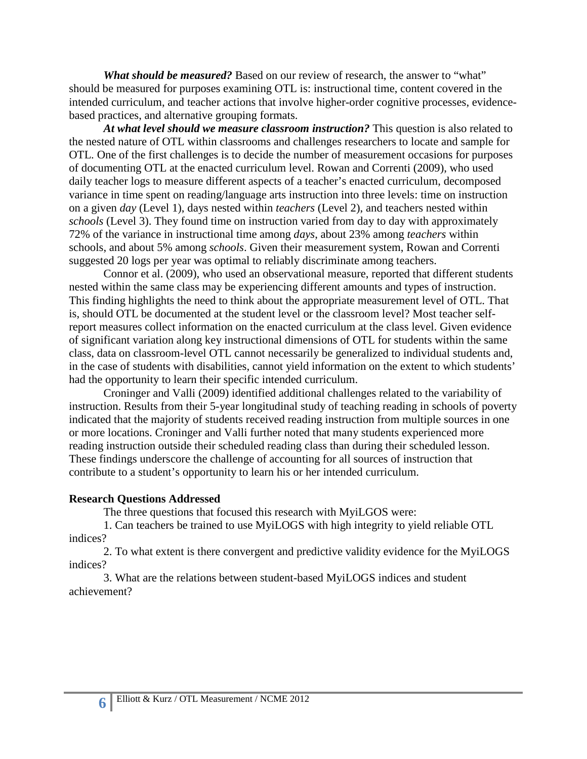***What should be measured?*** Based on our review of research, the answer to "what" should be measured for purposes examining OTL is: instructional time, content covered in the intended curriculum, and teacher actions that involve higher-order cognitive processes, evidence-based practices, and alternative grouping formats.

***At what level should we measure classroom instruction?*** This question is also related to the nested nature of OTL within classrooms and challenges researchers to locate and sample for OTL. One of the first challenges is to decide the number of measurement occasions for purposes of documenting OTL at the enacted curriculum level. Rowan and Correnti (2009), who used daily teacher logs to measure different aspects of a teacher's enacted curriculum, decomposed variance in time spent on reading/language arts instruction into three levels: time on instruction on a given *day* (Level 1), days nested within *teachers* (Level 2), and teachers nested within *schools* (Level 3). They found time on instruction varied from day to day with approximately 72% of the variance in instructional time among *days*, about 23% among *teachers* within schools, and about 5% among *schools*. Given their measurement system, Rowan and Correnti suggested 20 logs per year was optimal to reliably discriminate among teachers.

Connor et al. (2009), who used an observational measure, reported that different students nested within the same class may be experiencing different amounts and types of instruction. This finding highlights the need to think about the appropriate measurement level of OTL. That is, should OTL be documented at the student level or the classroom level? Most teacher self-report measures collect information on the enacted curriculum at the class level. Given evidence of significant variation along key instructional dimensions of OTL for students within the same class, data on classroom-level OTL cannot necessarily be generalized to individual students and, in the case of students with disabilities, cannot yield information on the extent to which students' had the opportunity to learn their specific intended curriculum.

Croninger and Valli (2009) identified additional challenges related to the variability of instruction. Results from their 5-year longitudinal study of teaching reading in schools of poverty indicated that the majority of students received reading instruction from multiple sources in one or more locations. Croninger and Valli further noted that many students experienced more reading instruction outside their scheduled reading class than during their scheduled lesson. These findings underscore the challenge of accounting for all sources of instruction that contribute to a student's opportunity to learn his or her intended curriculum.

**Research Questions Addressed**

The three questions that focused this research with MyiLGOS were:

1. Can teachers be trained to use MyiLOGS with high integrity to yield reliable OTL indices?

2. To what extent is there convergent and predictive validity evidence for the MyiLOGS indices?

3. What are the relations between student-based MyiLOGS indices and student achievement?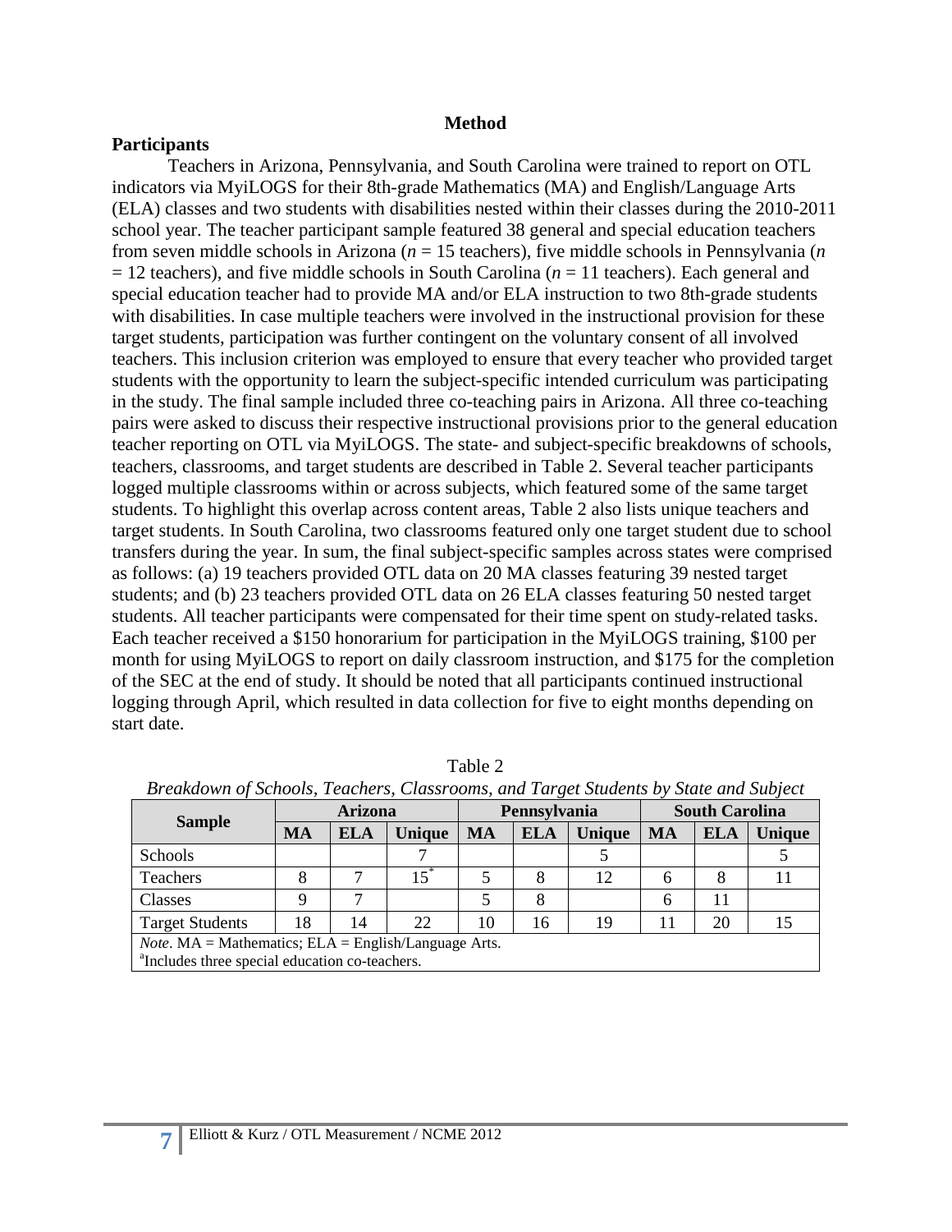## Method

### Participants

Teachers in Arizona, Pennsylvania, and South Carolina were trained to report on OTL indicators via MyiLOGS for their 8th-grade Mathematics (MA) and English/Language Arts (ELA) classes and two students with disabilities nested within their classes during the 2010-2011 school year. The teacher participant sample featured 38 general and special education teachers from seven middle schools in Arizona ($n$ = 15 teachers), five middle schools in Pennsylvania ($n$ = 12 teachers), and five middle schools in South Carolina ($n$ = 11 teachers). Each general and special education teacher had to provide MA and/or ELA instruction to two 8th-grade students with disabilities. In case multiple teachers were involved in the instructional provision for these target students, participation was further contingent on the voluntary consent of all involved teachers. This inclusion criterion was employed to ensure that every teacher who provided target students with the opportunity to learn the subject-specific intended curriculum was participating in the study. The final sample included three co-teaching pairs in Arizona. All three co-teaching pairs were asked to discuss their respective instructional provisions prior to the general education teacher reporting on OTL via MyiLOGS. The state- and subject-specific breakdowns of schools, teachers, classrooms, and target students are described in Table 2. Several teacher participants logged multiple classrooms within or across subjects, which featured some of the same target students. To highlight this overlap across content areas, Table 2 also lists unique teachers and target students. In South Carolina, two classrooms featured only one target student due to school transfers during the year. In sum, the final subject-specific samples across states were comprised as follows: (a) 19 teachers provided OTL data on 20 MA classes featuring 39 nested target students; and (b) 23 teachers provided OTL data on 26 ELA classes featuring 50 nested target students. All teacher participants were compensated for their time spent on study-related tasks. Each teacher received a $150 honorarium for participation in the MyiLOGS training, $100 per month for using MyiLOGS to report on daily classroom instruction, and $175 for the completion of the SEC at the end of study. It should be noted that all participants continued instructional logging through April, which resulted in data collection for five to eight months depending on start date.

Table 2

*Breakdown of Schools, Teachers, Classrooms, and Target Students by State and Subject*

| Sample | Arizona | | | Pennsylvania | | | South Carolina | | |
|---|---|---|---|---|---|---|---|---|---|
| | **MA** | **ELA** | **Unique** | **MA** | **ELA** | **Unique** | **MA** | **ELA** | **Unique** |
| Schools | | | 7 | | | 5 | | | 5 |
| Teachers | 8 | 7 | 15* | 5 | 8 | 12 | 6 | 8 | 11 |
| Classes | 9 | 7 | | 5 | 8 | | 6 | 11 | |
| Target Students | 18 | 14 | 22 | 10 | 16 | 19 | 11 | 20 | 15 |

*Note*. MA = Mathematics; ELA = English/Language Arts.
[a]Includes three special education co-teachers.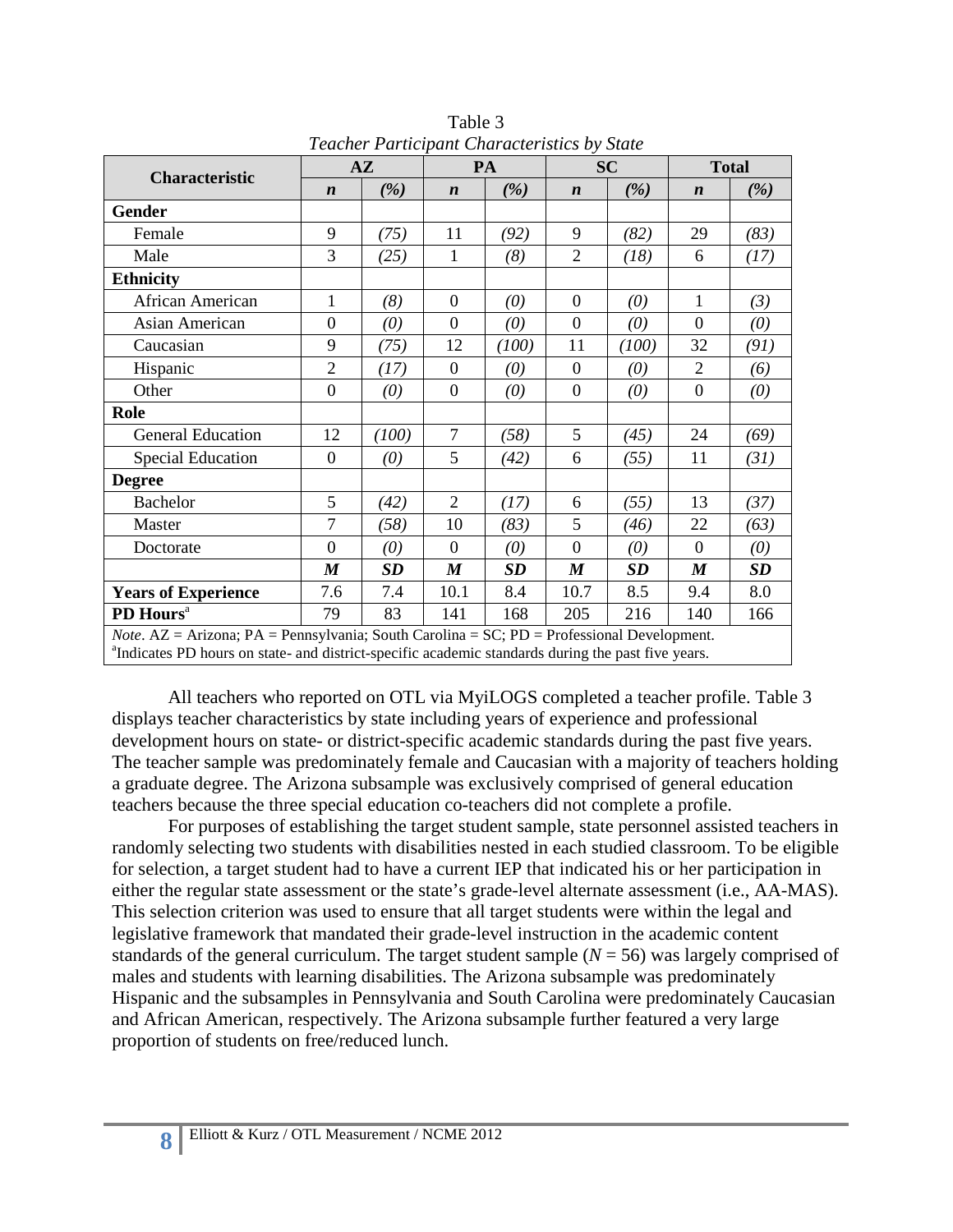Table 3

*Teacher Participant Characteristics by State*

| Characteristic | AZ | | PA | | SC | | Total | |
|---|---|---|---|---|---|---|---|---|
| | ***n*** | ***(%)*** | ***n*** | ***(%)*** | ***n*** | ***(%)*** | ***n*** | ***(%)*** |
| **Gender** | | | | | | | | |
| Female | 9 | *(75)* | 11 | *(92)* | 9 | *(82)* | 29 | *(83)* |
| Male | 3 | *(25)* | 1 | *(8)* | 2 | *(18)* | 6 | *(17)* |
| **Ethnicity** | | | | | | | | |
| African American | 1 | *(8)* | 0 | *(0)* | 0 | *(0)* | 1 | *(3)* |
| Asian American | 0 | *(0)* | 0 | *(0)* | 0 | *(0)* | 0 | *(0)* |
| Caucasian | 9 | *(75)* | 12 | *(100)* | 11 | *(100)* | 32 | *(91)* |
| Hispanic | 2 | *(17)* | 0 | *(0)* | 0 | *(0)* | 2 | *(6)* |
| Other | 0 | *(0)* | 0 | *(0)* | 0 | *(0)* | 0 | *(0)* |
| **Role** | | | | | | | | |
| General Education | 12 | *(100)* | 7 | *(58)* | 5 | *(45)* | 24 | *(69)* |
| Special Education | 0 | *(0)* | 5 | *(42)* | 6 | *(55)* | 11 | *(31)* |
| **Degree** | | | | | | | | |
| Bachelor | 5 | *(42)* | 2 | *(17)* | 6 | *(55)* | 13 | *(37)* |
| Master | 7 | *(58)* | 10 | *(83)* | 5 | *(46)* | 22 | *(63)* |
| Doctorate | 0 | *(0)* | 0 | *(0)* | 0 | *(0)* | 0 | *(0)* |
| | ***M*** | ***SD*** | ***M*** | ***SD*** | ***M*** | ***SD*** | ***M*** | ***SD*** |
| **Years of Experience** | 7.6 | 7.4 | 10.1 | 8.4 | 10.7 | 8.5 | 9.4 | 8.0 |
| **PD Hours**[a] | 79 | 83 | 141 | 168 | 205 | 216 | 140 | 166 |

*Note*. AZ = Arizona; PA = Pennsylvania; South Carolina = SC; PD = Professional Development.
[a]Indicates PD hours on state- and district-specific academic standards during the past five years.

All teachers who reported on OTL via MyiLOGS completed a teacher profile. Table 3 displays teacher characteristics by state including years of experience and professional development hours on state- or district-specific academic standards during the past five years. The teacher sample was predominately female and Caucasian with a majority of teachers holding a graduate degree. The Arizona subsample was exclusively comprised of general education teachers because the three special education co-teachers did not complete a profile.

For purposes of establishing the target student sample, state personnel assisted teachers in randomly selecting two students with disabilities nested in each studied classroom. To be eligible for selection, a target student had to have a current IEP that indicated his or her participation in either the regular state assessment or the state's grade-level alternate assessment (i.e., AA-MAS). This selection criterion was used to ensure that all target students were within the legal and legislative framework that mandated their grade-level instruction in the academic content standards of the general curriculum. The target student sample ($N$ = 56) was largely comprised of males and students with learning disabilities. The Arizona subsample was predominately Hispanic and the subsamples in Pennsylvania and South Carolina were predominately Caucasian and African American, respectively. The Arizona subsample further featured a very large proportion of students on free/reduced lunch.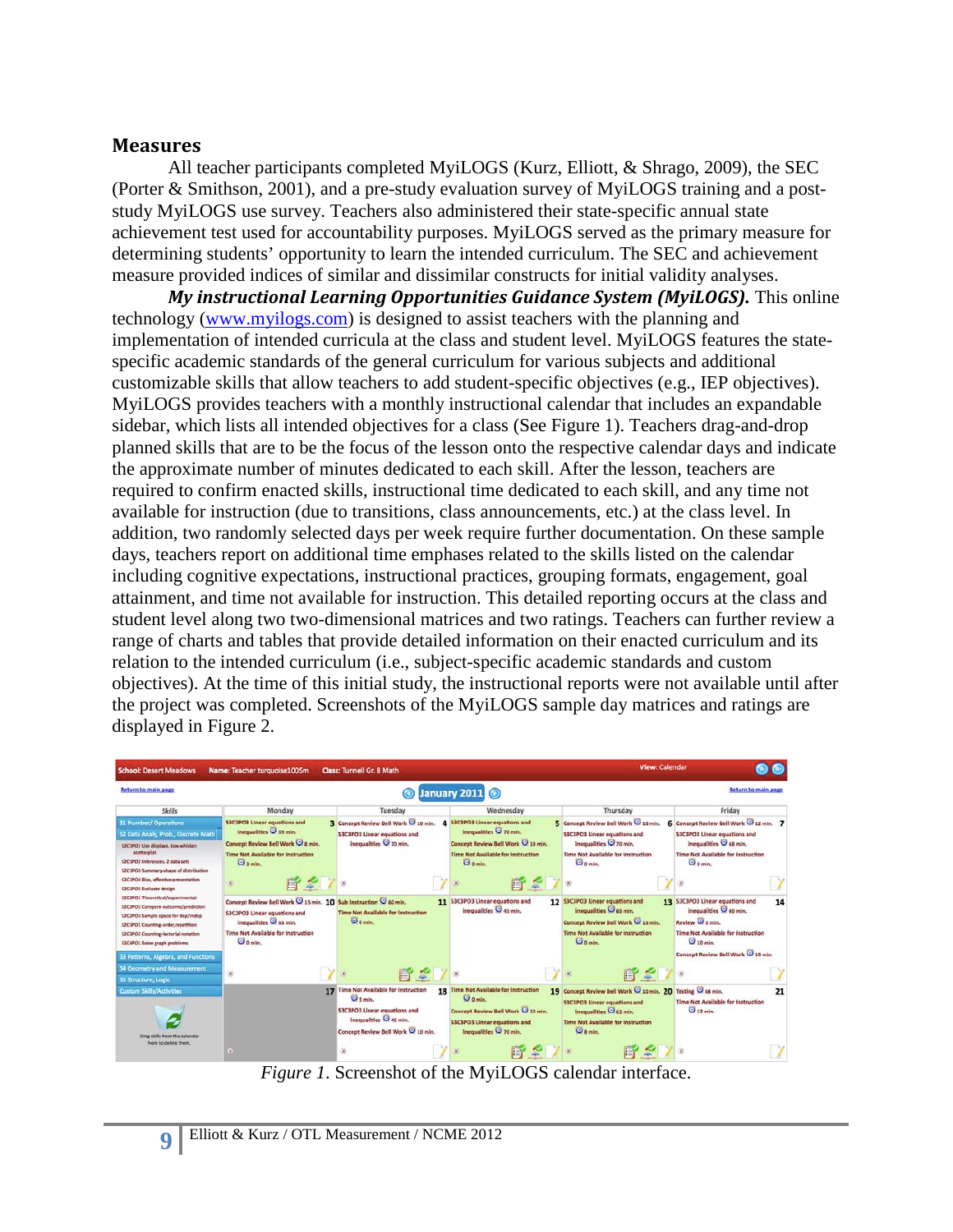## Measures

All teacher participants completed MyiLOGS (Kurz, Elliott, & Shrago, 2009), the SEC (Porter & Smithson, 2001), and a pre-study evaluation survey of MyiLOGS training and a post-study MyiLOGS use survey. Teachers also administered their state-specific annual state achievement test used for accountability purposes. MyiLOGS served as the primary measure for determining students' opportunity to learn the intended curriculum. The SEC and achievement measure provided indices of similar and dissimilar constructs for initial validity analyses.

***My instructional Learning Opportunities Guidance System (MyiLOGS).*** This online technology (www.myilogs.com) is designed to assist teachers with the planning and implementation of intended curricula at the class and student level. MyiLOGS features the state-specific academic standards of the general curriculum for various subjects and additional customizable skills that allow teachers to add student-specific objectives (e.g., IEP objectives). MyiLOGS provides teachers with a monthly instructional calendar that includes an expandable sidebar, which lists all intended objectives for a class (See Figure 1). Teachers drag-and-drop planned skills that are to be the focus of the lesson onto the respective calendar days and indicate the approximate number of minutes dedicated to each skill. After the lesson, teachers are required to confirm enacted skills, instructional time dedicated to each skill, and any time not available for instruction (due to transitions, class announcements, etc.) at the class level. In addition, two randomly selected days per week require further documentation. On these sample days, teachers report on additional time emphases related to the skills listed on the calendar including cognitive expectations, instructional practices, grouping formats, engagement, goal attainment, and time not available for instruction. This detailed reporting occurs at the class and student level along two two-dimensional matrices and two ratings. Teachers can further review a range of charts and tables that provide detailed information on their enacted curriculum and its relation to the intended curriculum (i.e., subject-specific academic standards and custom objectives). At the time of this initial study, the instructional reports were not available until after the project was completed. Screenshots of the MyiLOGS sample day matrices and ratings are displayed in Figure 2.

*Figure 1.* Screenshot of the MyiLOGS calendar interface.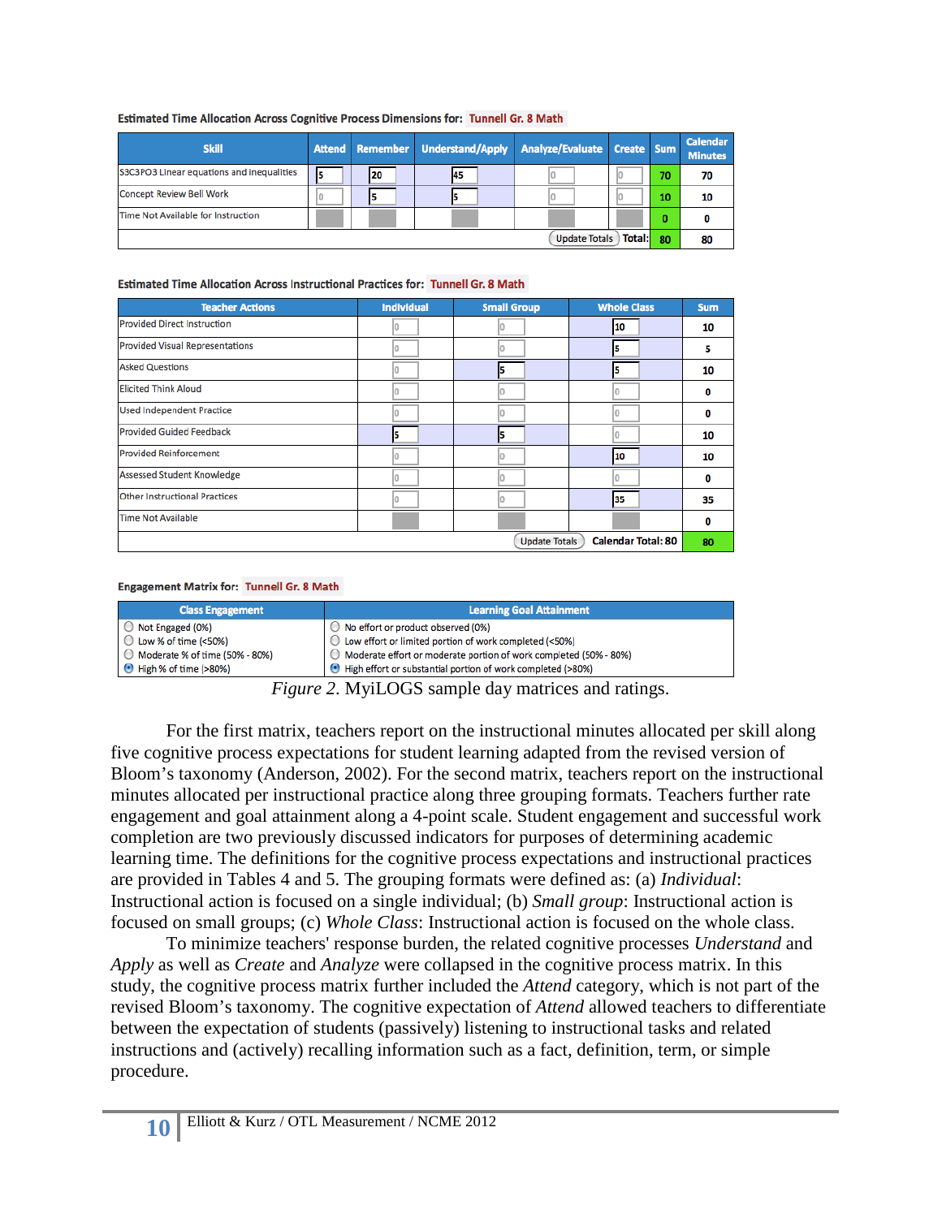**Estimated Time Allocation Across Cognitive Process Dimensions for:** Tunnell Gr. 8 Math

| Skill | Attend | Remember | Understand/Apply | Analyze/Evaluate | Create | Sum | Calendar Minutes |
|---|---|---|---|---|---|---|---|
| S3C3PO3 Linear equations and inequalities | 5 | 20 | 45 | 0 | 0 | 70 | 70 |
| Concept Review Bell Work | 0 | 5 | 5 | 0 | 0 | 10 | 10 |
| Time Not Available for Instruction | | | | | | 0 | 0 |
| | | | | | Update Totals Total: | 80 | 80 |

**Estimated Time Allocation Across Instructional Practices for:** Tunnell Gr. 8 Math

| Teacher Actions | Individual | Small Group | Whole Class | Sum |
|---|---|---|---|---|
| Provided Direct Instruction | 0 | 0 | 10 | 10 |
| Provided Visual Representations | 0 | 0 | 5 | 5 |
| Asked Questions | 0 | 5 | 5 | 10 |
| Elicited Think Aloud | 0 | 0 | 0 | 0 |
| Used Independent Practice | 0 | 0 | 0 | 0 |
| Provided Guided Feedback | 5 | 5 | 0 | 10 |
| Provided Reinforcement | 0 | 0 | 10 | 10 |
| Assessed Student Knowledge | 0 | 0 | 0 | 0 |
| Other Instructional Practices | 0 | 0 | 35 | 35 |
| Time Not Available | | | | 0 |
| | | Update Totals | Calendar Total: 80 | 80 |

**Engagement Matrix for:** Tunnell Gr. 8 Math

| Class Engagement | Learning Goal Attainment |
|---|---|
| ○ Not Engaged (0%) | ○ No effort or product observed (0%) |
| ○ Low % of time (<50%) | ○ Low effort or limited portion of work completed (<50%) |
| ○ Moderate % of time (50% - 80%) | ○ Moderate effort or moderate portion of work completed (50% - 80%) |
| ◉ High % of time (>80%) | ◉ High effort or substantial portion of work completed (>80%) |

*Figure 2*. MyiLOGS sample day matrices and ratings.

For the first matrix, teachers report on the instructional minutes allocated per skill along five cognitive process expectations for student learning adapted from the revised version of Bloom's taxonomy (Anderson, 2002). For the second matrix, teachers report on the instructional minutes allocated per instructional practice along three grouping formats. Teachers further rate engagement and goal attainment along a 4-point scale. Student engagement and successful work completion are two previously discussed indicators for purposes of determining academic learning time. The definitions for the cognitive process expectations and instructional practices are provided in Tables 4 and 5. The grouping formats were defined as: (a) *Individual*: Instructional action is focused on a single individual; (b) *Small group*: Instructional action is focused on small groups; (c) *Whole Class*: Instructional action is focused on the whole class.

To minimize teachers' response burden, the related cognitive processes *Understand* and *Apply* as well as *Create* and *Analyze* were collapsed in the cognitive process matrix. In this study, the cognitive process matrix further included the *Attend* category, which is not part of the revised Bloom's taxonomy. The cognitive expectation of *Attend* allowed teachers to differentiate between the expectation of students (passively) listening to instructional tasks and related instructions and (actively) recalling information such as a fact, definition, term, or simple procedure.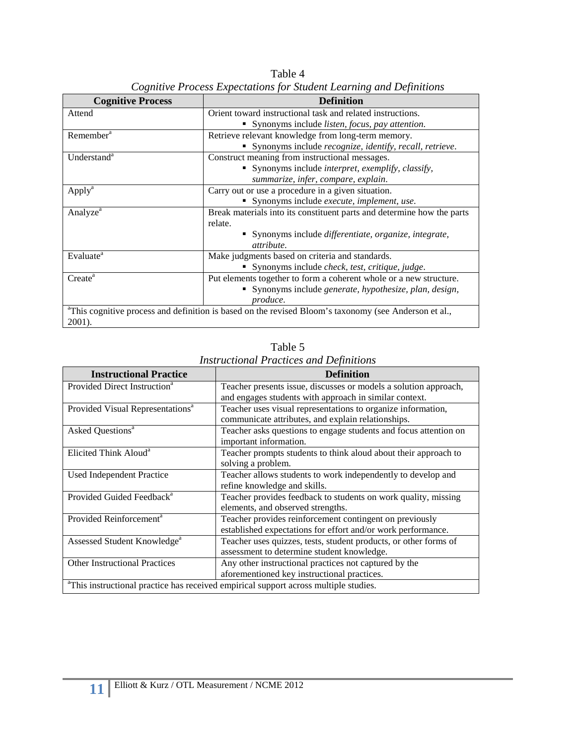Table 4

*Cognitive Process Expectations for Student Learning and Definitions*

| Cognitive Process | Definition |
|---|---|
| Attend | Orient toward instructional task and related instructions. <br>▪ Synonyms include *listen, focus, pay attention*. |
| Remember[a] | Retrieve relevant knowledge from long-term memory. <br>▪ Synonyms include *recognize, identify, recall, retrieve*. |
| Understand[a] | Construct meaning from instructional messages. <br>▪ Synonyms include *interpret, exemplify, classify, summarize, infer, compare, explain*. |
| Apply[a] | Carry out or use a procedure in a given situation. <br>▪ Synonyms include *execute, implement, use*. |
| Analyze[a] | Break materials into its constituent parts and determine how the parts relate. <br>▪ Synonyms include *differentiate, organize, integrate, attribute*. |
| Evaluate[a] | Make judgments based on criteria and standards. <br>▪ Synonyms include *check, test, critique, judge*. |
| Create[a] | Put elements together to form a coherent whole or a new structure. <br>▪ Synonyms include *generate, hypothesize, plan, design, produce*. |

[a]This cognitive process and definition is based on the revised Bloom's taxonomy (see Anderson et al., 2001).

Table 5

*Instructional Practices and Definitions*

| Instructional Practice | Definition |
|---|---|
| Provided Direct Instruction[a] | Teacher presents issue, discusses or models a solution approach, and engages students with approach in similar context. |
| Provided Visual Representations[a] | Teacher uses visual representations to organize information, communicate attributes, and explain relationships. |
| Asked Questions[a] | Teacher asks questions to engage students and focus attention on important information. |
| Elicited Think Aloud[a] | Teacher prompts students to think aloud about their approach to solving a problem. |
| Used Independent Practice | Teacher allows students to work independently to develop and refine knowledge and skills. |
| Provided Guided Feedback[a] | Teacher provides feedback to students on work quality, missing elements, and observed strengths. |
| Provided Reinforcement[a] | Teacher provides reinforcement contingent on previously established expectations for effort and/or work performance. |
| Assessed Student Knowledge[a] | Teacher uses quizzes, tests, student products, or other forms of assessment to determine student knowledge. |
| Other Instructional Practices | Any other instructional practices not captured by the aforementioned key instructional practices. |

[a]This instructional practice has received empirical support across multiple studies.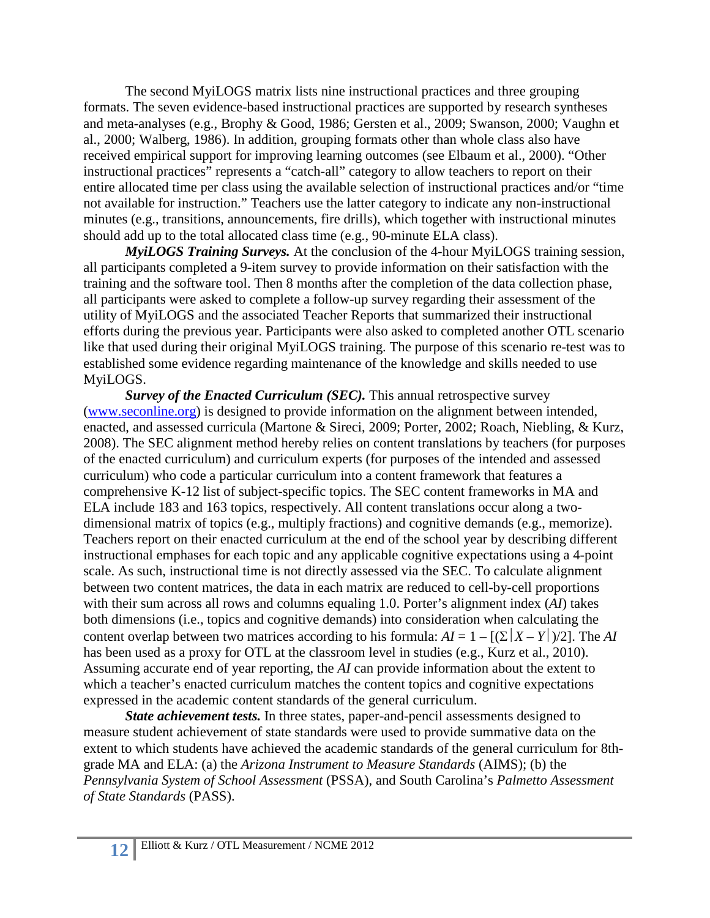The second MyiLOGS matrix lists nine instructional practices and three grouping formats. The seven evidence-based instructional practices are supported by research syntheses and meta-analyses (e.g., Brophy & Good, 1986; Gersten et al., 2009; Swanson, 2000; Vaughn et al., 2000; Walberg, 1986). In addition, grouping formats other than whole class also have received empirical support for improving learning outcomes (see Elbaum et al., 2000). "Other instructional practices" represents a "catch-all" category to allow teachers to report on their entire allocated time per class using the available selection of instructional practices and/or "time not available for instruction." Teachers use the latter category to indicate any non-instructional minutes (e.g., transitions, announcements, fire drills), which together with instructional minutes should add up to the total allocated class time (e.g., 90-minute ELA class).

***MyiLOGS Training Surveys.*** At the conclusion of the 4-hour MyiLOGS training session, all participants completed a 9-item survey to provide information on their satisfaction with the training and the software tool. Then 8 months after the completion of the data collection phase, all participants were asked to complete a follow-up survey regarding their assessment of the utility of MyiLOGS and the associated Teacher Reports that summarized their instructional efforts during the previous year. Participants were also asked to completed another OTL scenario like that used during their original MyiLOGS training. The purpose of this scenario re-test was to established some evidence regarding maintenance of the knowledge and skills needed to use MyiLOGS.

***Survey of the Enacted Curriculum (SEC).*** This annual retrospective survey (www.seconline.org) is designed to provide information on the alignment between intended, enacted, and assessed curricula (Martone & Sireci, 2009; Porter, 2002; Roach, Niebling, & Kurz, 2008). The SEC alignment method hereby relies on content translations by teachers (for purposes of the enacted curriculum) and curriculum experts (for purposes of the intended and assessed curriculum) who code a particular curriculum into a content framework that features a comprehensive K-12 list of subject-specific topics. The SEC content frameworks in MA and ELA include 183 and 163 topics, respectively. All content translations occur along a two-dimensional matrix of topics (e.g., multiply fractions) and cognitive demands (e.g., memorize). Teachers report on their enacted curriculum at the end of the school year by describing different instructional emphases for each topic and any applicable cognitive expectations using a 4-point scale. As such, instructional time is not directly assessed via the SEC. To calculate alignment between two content matrices, the data in each matrix are reduced to cell-by-cell proportions with their sum across all rows and columns equaling 1.0. Porter's alignment index (*AI*) takes both dimensions (i.e., topics and cognitive demands) into consideration when calculating the content overlap between two matrices according to his formula: $AI = 1 - [(\Sigma|X - Y|)/2]$. The *AI* has been used as a proxy for OTL at the classroom level in studies (e.g., Kurz et al., 2010). Assuming accurate end of year reporting, the *AI* can provide information about the extent to which a teacher's enacted curriculum matches the content topics and cognitive expectations expressed in the academic content standards of the general curriculum.

***State achievement tests.*** In three states, paper-and-pencil assessments designed to measure student achievement of state standards were used to provide summative data on the extent to which students have achieved the academic standards of the general curriculum for 8th-grade MA and ELA: (a) the *Arizona Instrument to Measure Standards* (AIMS); (b) the *Pennsylvania System of School Assessment* (PSSA), and South Carolina's *Palmetto Assessment of State Standards* (PASS).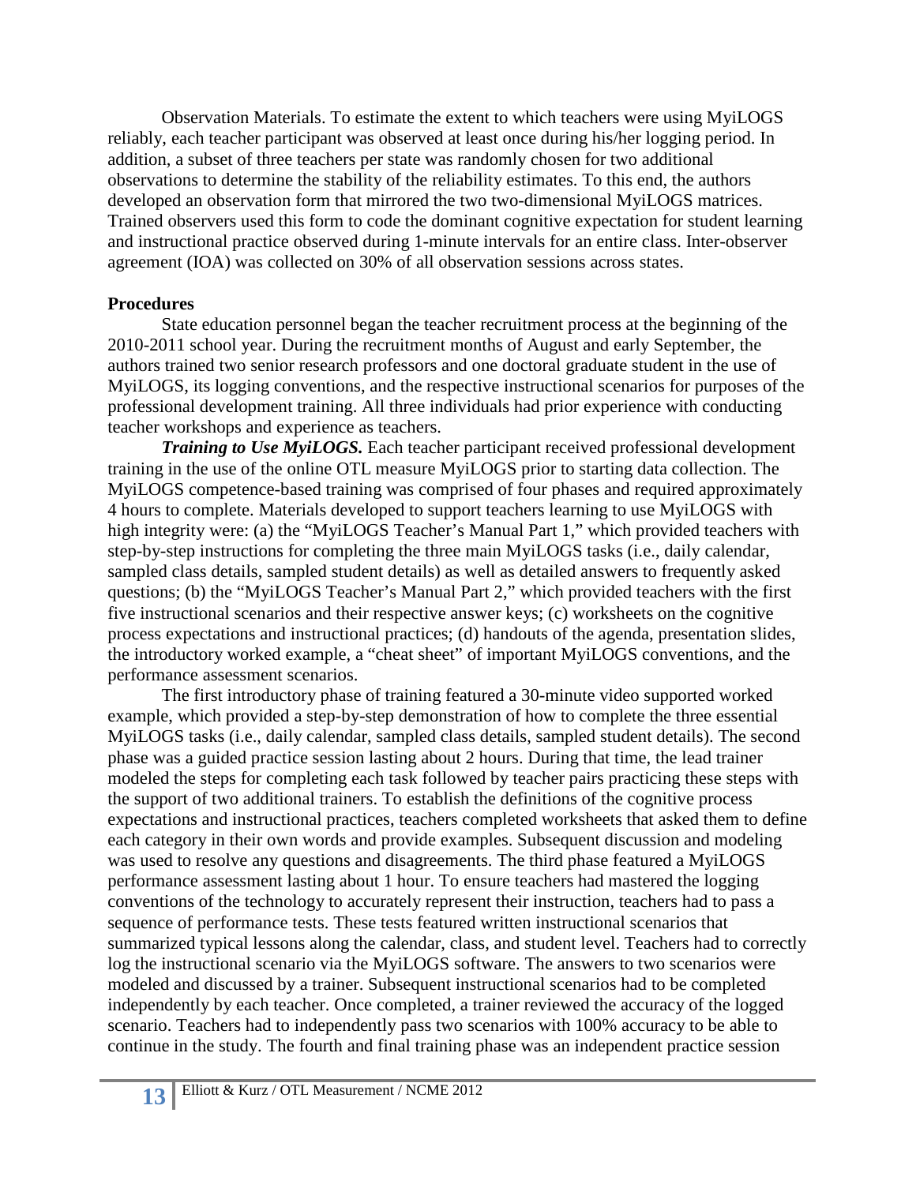Observation Materials. To estimate the extent to which teachers were using MyiLOGS reliably, each teacher participant was observed at least once during his/her logging period. In addition, a subset of three teachers per state was randomly chosen for two additional observations to determine the stability of the reliability estimates. To this end, the authors developed an observation form that mirrored the two two-dimensional MyiLOGS matrices. Trained observers used this form to code the dominant cognitive expectation for student learning and instructional practice observed during 1-minute intervals for an entire class. Inter-observer agreement (IOA) was collected on 30% of all observation sessions across states.

**Procedures**

State education personnel began the teacher recruitment process at the beginning of the 2010-2011 school year. During the recruitment months of August and early September, the authors trained two senior research professors and one doctoral graduate student in the use of MyiLOGS, its logging conventions, and the respective instructional scenarios for purposes of the professional development training. All three individuals had prior experience with conducting teacher workshops and experience as teachers.

***Training to Use MyiLOGS.*** Each teacher participant received professional development training in the use of the online OTL measure MyiLOGS prior to starting data collection. The MyiLOGS competence-based training was comprised of four phases and required approximately 4 hours to complete. Materials developed to support teachers learning to use MyiLOGS with high integrity were: (a) the "MyiLOGS Teacher's Manual Part 1," which provided teachers with step-by-step instructions for completing the three main MyiLOGS tasks (i.e., daily calendar, sampled class details, sampled student details) as well as detailed answers to frequently asked questions; (b) the "MyiLOGS Teacher's Manual Part 2," which provided teachers with the first five instructional scenarios and their respective answer keys; (c) worksheets on the cognitive process expectations and instructional practices; (d) handouts of the agenda, presentation slides, the introductory worked example, a "cheat sheet" of important MyiLOGS conventions, and the performance assessment scenarios.

The first introductory phase of training featured a 30-minute video supported worked example, which provided a step-by-step demonstration of how to complete the three essential MyiLOGS tasks (i.e., daily calendar, sampled class details, sampled student details). The second phase was a guided practice session lasting about 2 hours. During that time, the lead trainer modeled the steps for completing each task followed by teacher pairs practicing these steps with the support of two additional trainers. To establish the definitions of the cognitive process expectations and instructional practices, teachers completed worksheets that asked them to define each category in their own words and provide examples. Subsequent discussion and modeling was used to resolve any questions and disagreements. The third phase featured a MyiLOGS performance assessment lasting about 1 hour. To ensure teachers had mastered the logging conventions of the technology to accurately represent their instruction, teachers had to pass a sequence of performance tests. These tests featured written instructional scenarios that summarized typical lessons along the calendar, class, and student level. Teachers had to correctly log the instructional scenario via the MyiLOGS software. The answers to two scenarios were modeled and discussed by a trainer. Subsequent instructional scenarios had to be completed independently by each teacher. Once completed, a trainer reviewed the accuracy of the logged scenario. Teachers had to independently pass two scenarios with 100% accuracy to be able to continue in the study. The fourth and final training phase was an independent practice session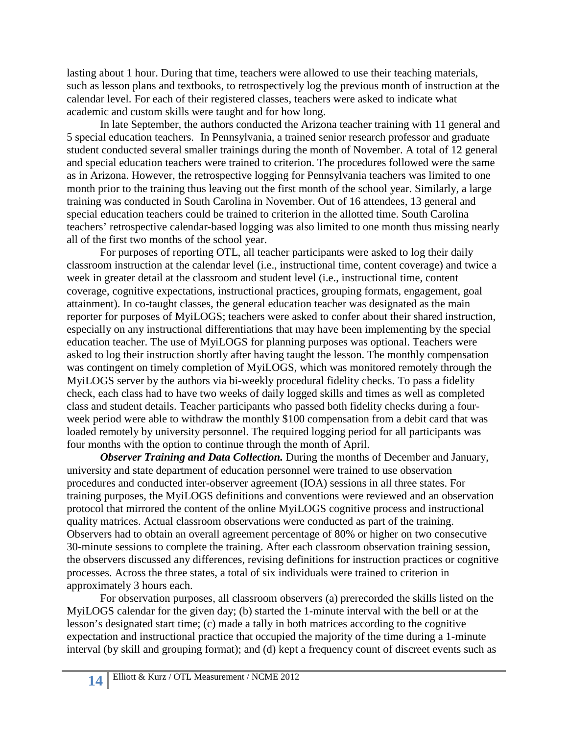lasting about 1 hour. During that time, teachers were allowed to use their teaching materials, such as lesson plans and textbooks, to retrospectively log the previous month of instruction at the calendar level. For each of their registered classes, teachers were asked to indicate what academic and custom skills were taught and for how long.

In late September, the authors conducted the Arizona teacher training with 11 general and 5 special education teachers. In Pennsylvania, a trained senior research professor and graduate student conducted several smaller trainings during the month of November. A total of 12 general and special education teachers were trained to criterion. The procedures followed were the same as in Arizona. However, the retrospective logging for Pennsylvania teachers was limited to one month prior to the training thus leaving out the first month of the school year. Similarly, a large training was conducted in South Carolina in November. Out of 16 attendees, 13 general and special education teachers could be trained to criterion in the allotted time. South Carolina teachers' retrospective calendar-based logging was also limited to one month thus missing nearly all of the first two months of the school year.

For purposes of reporting OTL, all teacher participants were asked to log their daily classroom instruction at the calendar level (i.e., instructional time, content coverage) and twice a week in greater detail at the classroom and student level (i.e., instructional time, content coverage, cognitive expectations, instructional practices, grouping formats, engagement, goal attainment). In co-taught classes, the general education teacher was designated as the main reporter for purposes of MyiLOGS; teachers were asked to confer about their shared instruction, especially on any instructional differentiations that may have been implementing by the special education teacher. The use of MyiLOGS for planning purposes was optional. Teachers were asked to log their instruction shortly after having taught the lesson. The monthly compensation was contingent on timely completion of MyiLOGS, which was monitored remotely through the MyiLOGS server by the authors via bi-weekly procedural fidelity checks. To pass a fidelity check, each class had to have two weeks of daily logged skills and times as well as completed class and student details. Teacher participants who passed both fidelity checks during a four-week period were able to withdraw the monthly $100 compensation from a debit card that was loaded remotely by university personnel. The required logging period for all participants was four months with the option to continue through the month of April.

***Observer Training and Data Collection.*** During the months of December and January, university and state department of education personnel were trained to use observation procedures and conducted inter-observer agreement (IOA) sessions in all three states. For training purposes, the MyiLOGS definitions and conventions were reviewed and an observation protocol that mirrored the content of the online MyiLOGS cognitive process and instructional quality matrices. Actual classroom observations were conducted as part of the training. Observers had to obtain an overall agreement percentage of 80% or higher on two consecutive 30-minute sessions to complete the training. After each classroom observation training session, the observers discussed any differences, revising definitions for instruction practices or cognitive processes. Across the three states, a total of six individuals were trained to criterion in approximately 3 hours each.

For observation purposes, all classroom observers (a) prerecorded the skills listed on the MyiLOGS calendar for the given day; (b) started the 1-minute interval with the bell or at the lesson's designated start time; (c) made a tally in both matrices according to the cognitive expectation and instructional practice that occupied the majority of the time during a 1-minute interval (by skill and grouping format); and (d) kept a frequency count of discreet events such as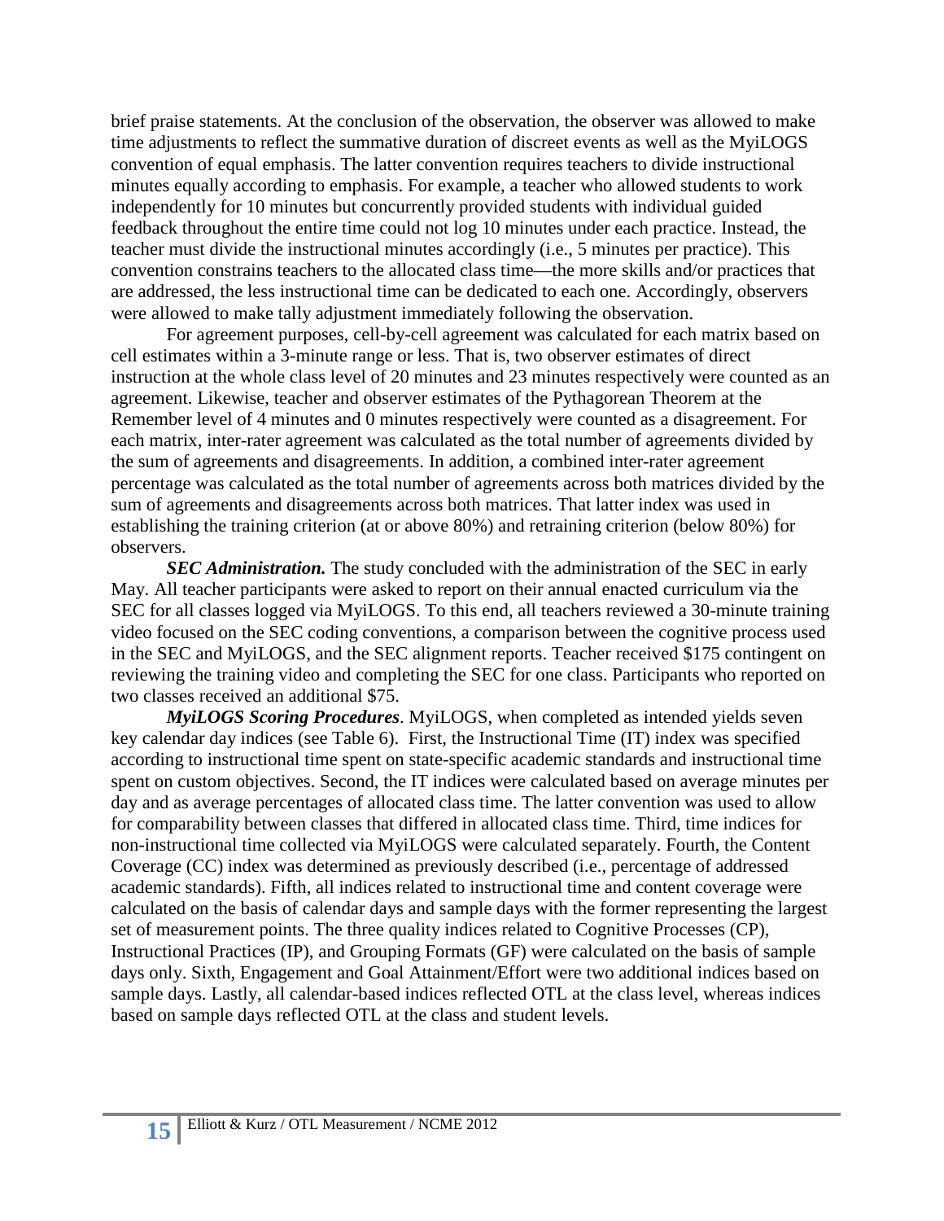brief praise statements. At the conclusion of the observation, the observer was allowed to make time adjustments to reflect the summative duration of discreet events as well as the MyiLOGS convention of equal emphasis. The latter convention requires teachers to divide instructional minutes equally according to emphasis. For example, a teacher who allowed students to work independently for 10 minutes but concurrently provided students with individual guided feedback throughout the entire time could not log 10 minutes under each practice. Instead, the teacher must divide the instructional minutes accordingly (i.e., 5 minutes per practice). This convention constrains teachers to the allocated class time—the more skills and/or practices that are addressed, the less instructional time can be dedicated to each one. Accordingly, observers were allowed to make tally adjustment immediately following the observation.

For agreement purposes, cell-by-cell agreement was calculated for each matrix based on cell estimates within a 3-minute range or less. That is, two observer estimates of direct instruction at the whole class level of 20 minutes and 23 minutes respectively were counted as an agreement. Likewise, teacher and observer estimates of the Pythagorean Theorem at the Remember level of 4 minutes and 0 minutes respectively were counted as a disagreement. For each matrix, inter-rater agreement was calculated as the total number of agreements divided by the sum of agreements and disagreements. In addition, a combined inter-rater agreement percentage was calculated as the total number of agreements across both matrices divided by the sum of agreements and disagreements across both matrices. That latter index was used in establishing the training criterion (at or above 80%) and retraining criterion (below 80%) for observers.

***SEC Administration.*** The study concluded with the administration of the SEC in early May. All teacher participants were asked to report on their annual enacted curriculum via the SEC for all classes logged via MyiLOGS. To this end, all teachers reviewed a 30-minute training video focused on the SEC coding conventions, a comparison between the cognitive process used in the SEC and MyiLOGS, and the SEC alignment reports. Teacher received $175 contingent on reviewing the training video and completing the SEC for one class. Participants who reported on two classes received an additional $75.

***MyiLOGS Scoring Procedures***. MyiLOGS, when completed as intended yields seven key calendar day indices (see Table 6). First, the Instructional Time (IT) index was specified according to instructional time spent on state-specific academic standards and instructional time spent on custom objectives. Second, the IT indices were calculated based on average minutes per day and as average percentages of allocated class time. The latter convention was used to allow for comparability between classes that differed in allocated class time. Third, time indices for non-instructional time collected via MyiLOGS were calculated separately. Fourth, the Content Coverage (CC) index was determined as previously described (i.e., percentage of addressed academic standards). Fifth, all indices related to instructional time and content coverage were calculated on the basis of calendar days and sample days with the former representing the largest set of measurement points. The three quality indices related to Cognitive Processes (CP), Instructional Practices (IP), and Grouping Formats (GF) were calculated on the basis of sample days only. Sixth, Engagement and Goal Attainment/Effort were two additional indices based on sample days. Lastly, all calendar-based indices reflected OTL at the class level, whereas indices based on sample days reflected OTL at the class and student levels.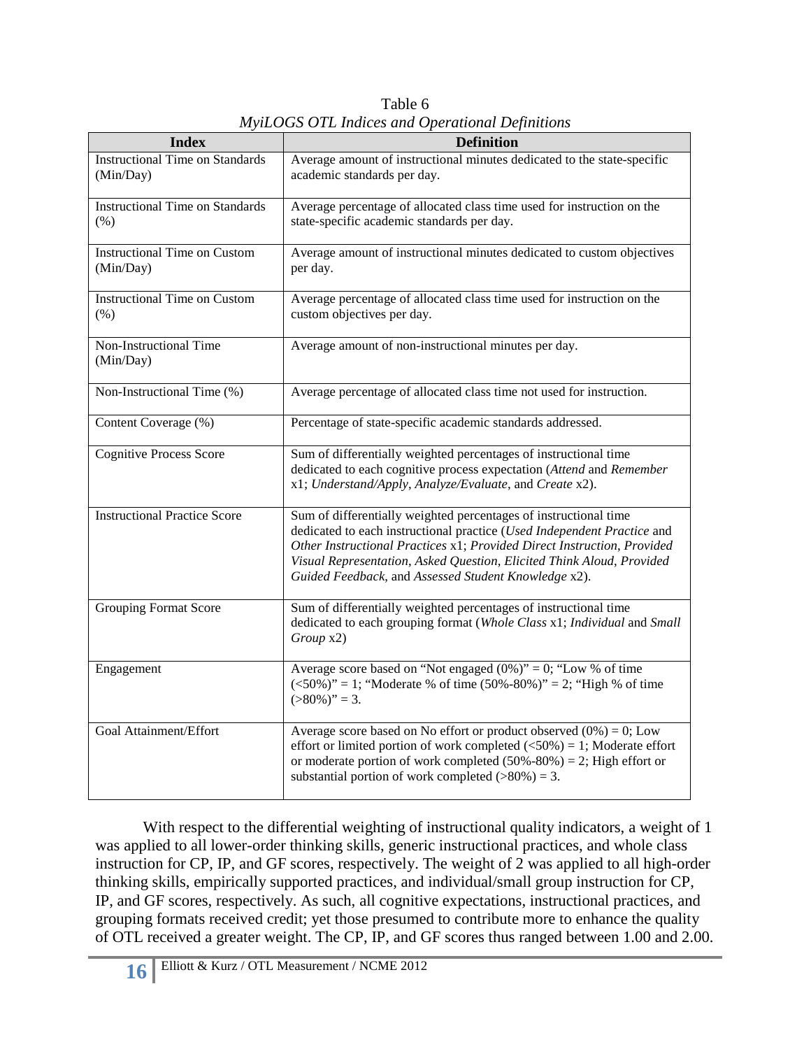Table 6

*MyiLOGS OTL Indices and Operational Definitions*

| Index | Definition |
|---|---|
| Instructional Time on Standards (Min/Day) | Average amount of instructional minutes dedicated to the state-specific academic standards per day. |
| Instructional Time on Standards (%) | Average percentage of allocated class time used for instruction on the state-specific academic standards per day. |
| Instructional Time on Custom (Min/Day) | Average amount of instructional minutes dedicated to custom objectives per day. |
| Instructional Time on Custom (%) | Average percentage of allocated class time used for instruction on the custom objectives per day. |
| Non-Instructional Time (Min/Day) | Average amount of non-instructional minutes per day. |
| Non-Instructional Time (%) | Average percentage of allocated class time not used for instruction. |
| Content Coverage (%) | Percentage of state-specific academic standards addressed. |
| Cognitive Process Score | Sum of differentially weighted percentages of instructional time dedicated to each cognitive process expectation (*Attend* and *Remember* x1; *Understand/Apply*, *Analyze/Evaluate*, and *Create* x2). |
| Instructional Practice Score | Sum of differentially weighted percentages of instructional time dedicated to each instructional practice (*Used Independent Practice* and *Other Instructional Practices* x1; *Provided Direct Instruction*, *Provided Visual Representation*, *Asked Question*, *Elicited Think Aloud*, *Provided Guided Feedback*, and *Assessed Student Knowledge* x2). |
| Grouping Format Score | Sum of differentially weighted percentages of instructional time dedicated to each grouping format (*Whole Class* x1; *Individual* and *Small Group* x2) |
| Engagement | Average score based on "Not engaged (0%)" = 0; "Low % of time (<50%)" = 1; "Moderate % of time (50%-80%)" = 2; "High % of time (>80%)" = 3. |
| Goal Attainment/Effort | Average score based on No effort or product observed (0%) = 0; Low effort or limited portion of work completed (<50%) = 1; Moderate effort or moderate portion of work completed (50%-80%) = 2; High effort or substantial portion of work completed (>80%) = 3. |

With respect to the differential weighting of instructional quality indicators, a weight of 1 was applied to all lower-order thinking skills, generic instructional practices, and whole class instruction for CP, IP, and GF scores, respectively. The weight of 2 was applied to all high-order thinking skills, empirically supported practices, and individual/small group instruction for CP, IP, and GF scores, respectively. As such, all cognitive expectations, instructional practices, and grouping formats received credit; yet those presumed to contribute more to enhance the quality of OTL received a greater weight. The CP, IP, and GF scores thus ranged between 1.00 and 2.00.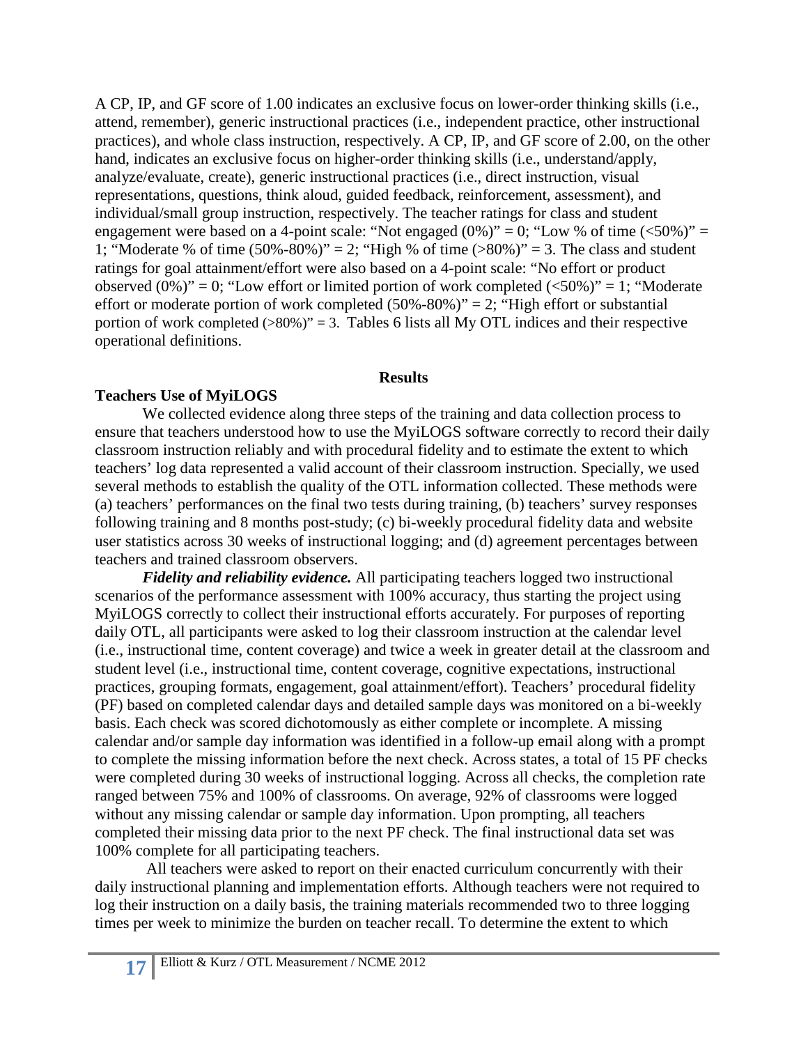A CP, IP, and GF score of 1.00 indicates an exclusive focus on lower-order thinking skills (i.e., attend, remember), generic instructional practices (i.e., independent practice, other instructional practices), and whole class instruction, respectively. A CP, IP, and GF score of 2.00, on the other hand, indicates an exclusive focus on higher-order thinking skills (i.e., understand/apply, analyze/evaluate, create), generic instructional practices (i.e., direct instruction, visual representations, questions, think aloud, guided feedback, reinforcement, assessment), and individual/small group instruction, respectively. The teacher ratings for class and student engagement were based on a 4-point scale: "Not engaged (0%)" = 0; "Low % of time (<50%)" = 1; "Moderate % of time (50%-80%)" = 2; "High % of time (>80%)" = 3. The class and student ratings for goal attainment/effort were also based on a 4-point scale: "No effort or product observed (0%)" = 0; "Low effort or limited portion of work completed (<50%)" = 1; "Moderate effort or moderate portion of work completed (50%-80%)" = 2; "High effort or substantial portion of work completed (>80%)" = 3. Tables 6 lists all My OTL indices and their respective operational definitions.

## Results

### Teachers Use of MyiLOGS

We collected evidence along three steps of the training and data collection process to ensure that teachers understood how to use the MyiLOGS software correctly to record their daily classroom instruction reliably and with procedural fidelity and to estimate the extent to which teachers' log data represented a valid account of their classroom instruction. Specially, we used several methods to establish the quality of the OTL information collected. These methods were (a) teachers' performances on the final two tests during training, (b) teachers' survey responses following training and 8 months post-study; (c) bi-weekly procedural fidelity data and website user statistics across 30 weeks of instructional logging; and (d) agreement percentages between teachers and trained classroom observers.

***Fidelity and reliability evidence.*** All participating teachers logged two instructional scenarios of the performance assessment with 100% accuracy, thus starting the project using MyiLOGS correctly to collect their instructional efforts accurately. For purposes of reporting daily OTL, all participants were asked to log their classroom instruction at the calendar level (i.e., instructional time, content coverage) and twice a week in greater detail at the classroom and student level (i.e., instructional time, content coverage, cognitive expectations, instructional practices, grouping formats, engagement, goal attainment/effort). Teachers' procedural fidelity (PF) based on completed calendar days and detailed sample days was monitored on a bi-weekly basis. Each check was scored dichotomously as either complete or incomplete. A missing calendar and/or sample day information was identified in a follow-up email along with a prompt to complete the missing information before the next check. Across states, a total of 15 PF checks were completed during 30 weeks of instructional logging. Across all checks, the completion rate ranged between 75% and 100% of classrooms. On average, 92% of classrooms were logged without any missing calendar or sample day information. Upon prompting, all teachers completed their missing data prior to the next PF check. The final instructional data set was 100% complete for all participating teachers.

All teachers were asked to report on their enacted curriculum concurrently with their daily instructional planning and implementation efforts. Although teachers were not required to log their instruction on a daily basis, the training materials recommended two to three logging times per week to minimize the burden on teacher recall. To determine the extent to which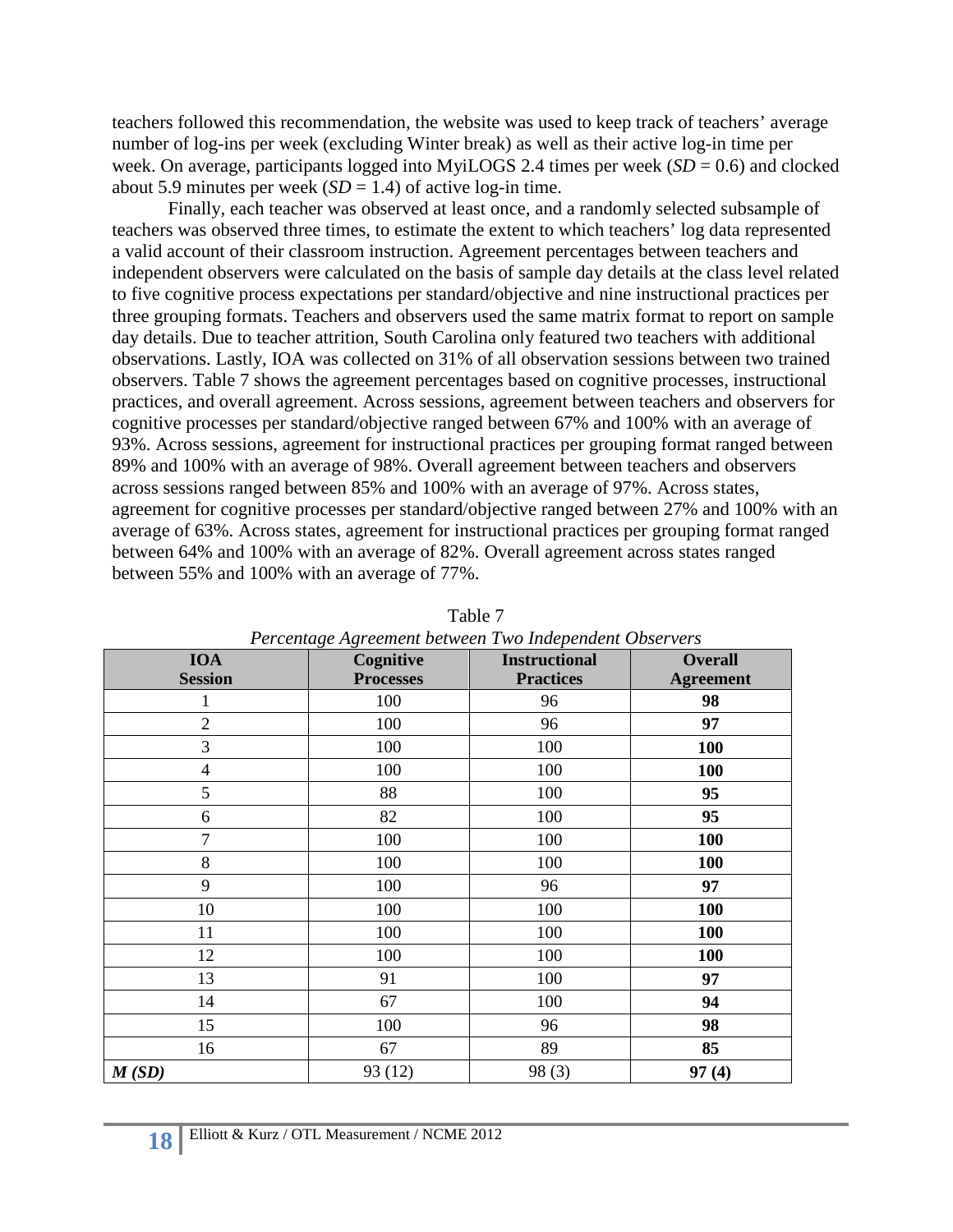teachers followed this recommendation, the website was used to keep track of teachers' average number of log-ins per week (excluding Winter break) as well as their active log-in time per week. On average, participants logged into MyiLOGS 2.4 times per week (*SD* = 0.6) and clocked about 5.9 minutes per week (*SD* = 1.4) of active log-in time.

Finally, each teacher was observed at least once, and a randomly selected subsample of teachers was observed three times, to estimate the extent to which teachers' log data represented a valid account of their classroom instruction. Agreement percentages between teachers and independent observers were calculated on the basis of sample day details at the class level related to five cognitive process expectations per standard/objective and nine instructional practices per three grouping formats. Teachers and observers used the same matrix format to report on sample day details. Due to teacher attrition, South Carolina only featured two teachers with additional observations. Lastly, IOA was collected on 31% of all observation sessions between two trained observers. Table 7 shows the agreement percentages based on cognitive processes, instructional practices, and overall agreement. Across sessions, agreement between teachers and observers for cognitive processes per standard/objective ranged between 67% and 100% with an average of 93%. Across sessions, agreement for instructional practices per grouping format ranged between 89% and 100% with an average of 98%. Overall agreement between teachers and observers across sessions ranged between 85% and 100% with an average of 97%. Across states, agreement for cognitive processes per standard/objective ranged between 27% and 100% with an average of 63%. Across states, agreement for instructional practices per grouping format ranged between 64% and 100% with an average of 82%. Overall agreement across states ranged between 55% and 100% with an average of 77%.

Table 7

*Percentage Agreement between Two Independent Observers*

| IOA Session | Cognitive Processes | Instructional Practices | Overall Agreement |
|---|---|---|---|
| 1 | 100 | 96 | **98** |
| 2 | 100 | 96 | **97** |
| 3 | 100 | 100 | **100** |
| 4 | 100 | 100 | **100** |
| 5 | 88 | 100 | **95** |
| 6 | 82 | 100 | **95** |
| 7 | 100 | 100 | **100** |
| 8 | 100 | 100 | **100** |
| 9 | 100 | 96 | **97** |
| 10 | 100 | 100 | **100** |
| 11 | 100 | 100 | **100** |
| 12 | 100 | 100 | **100** |
| 13 | 91 | 100 | **97** |
| 14 | 67 | 100 | **94** |
| 15 | 100 | 96 | **98** |
| 16 | 67 | 89 | **85** |
| ***M (SD)*** | 93 (12) | 98 (3) | **97 (4)** |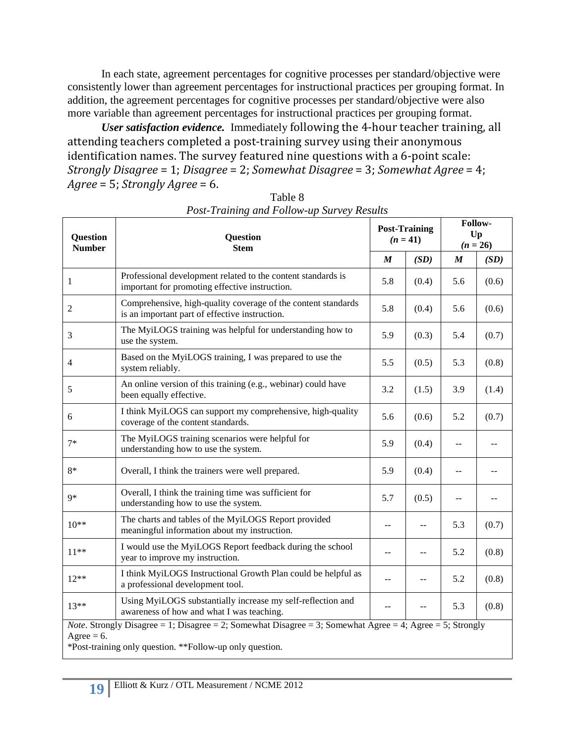In each state, agreement percentages for cognitive processes per standard/objective were consistently lower than agreement percentages for instructional practices per grouping format. In addition, the agreement percentages for cognitive processes per standard/objective were also more variable than agreement percentages for instructional practices per grouping format.

***User satisfaction evidence.*** Immediately following the 4-hour teacher training, all attending teachers completed a post-training survey using their anonymous identification names. The survey featured nine questions with a 6-point scale: *Strongly Disagree* = 1; *Disagree* = 2; *Somewhat Disagree* = 3; *Somewhat Agree* = 4; *Agree* = 5; *Strongly Agree* = 6.

Table 8

*Post-Training and Follow-up Survey Results*

| Question Number | Question Stem | Post-Training (*n* = 41) | | Follow-Up (*n* = 26) | |
|---|---|---|---|---|---|
| | | ***M*** | ***(SD)*** | ***M*** | ***(SD)*** |
| 1 | Professional development related to the content standards is important for promoting effective instruction. | 5.8 | (0.4) | 5.6 | (0.6) |
| 2 | Comprehensive, high-quality coverage of the content standards is an important part of effective instruction. | 5.8 | (0.4) | 5.6 | (0.6) |
| 3 | The MyiLOGS training was helpful for understanding how to use the system. | 5.9 | (0.3) | 5.4 | (0.7) |
| 4 | Based on the MyiLOGS training, I was prepared to use the system reliably. | 5.5 | (0.5) | 5.3 | (0.8) |
| 5 | An online version of this training (e.g., webinar) could have been equally effective. | 3.2 | (1.5) | 3.9 | (1.4) |
| 6 | I think MyiLOGS can support my comprehensive, high-quality coverage of the content standards. | 5.6 | (0.6) | 5.2 | (0.7) |
| 7* | The MyiLOGS training scenarios were helpful for understanding how to use the system. | 5.9 | (0.4) | -- | -- |
| 8* | Overall, I think the trainers were well prepared. | 5.9 | (0.4) | -- | -- |
| 9* | Overall, I think the training time was sufficient for understanding how to use the system. | 5.7 | (0.5) | -- | -- |
| 10** | The charts and tables of the MyiLOGS Report provided meaningful information about my instruction. | -- | -- | 5.3 | (0.7) |
| 11** | I would use the MyiLOGS Report feedback during the school year to improve my instruction. | -- | -- | 5.2 | (0.8) |
| 12** | I think MyiLOGS Instructional Growth Plan could be helpful as a professional development tool. | -- | -- | 5.2 | (0.8) |
| 13** | Using MyiLOGS substantially increase my self-reflection and awareness of how and what I was teaching. | -- | -- | 5.3 | (0.8) |

*Note*. Strongly Disagree = 1; Disagree = 2; Somewhat Disagree = 3; Somewhat Agree = 4; Agree = 5; Strongly Agree = 6.

*Post-training only question. **Follow-up only question.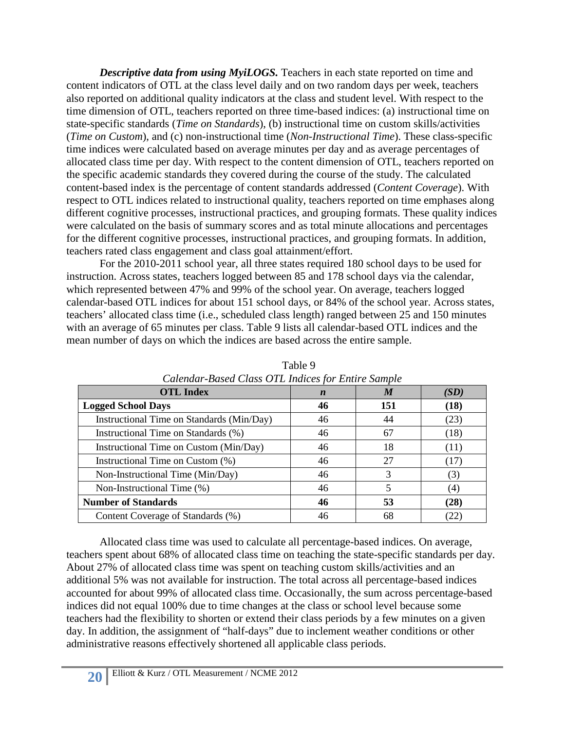***Descriptive data from using MyiLOGS.*** Teachers in each state reported on time and content indicators of OTL at the class level daily and on two random days per week, teachers also reported on additional quality indicators at the class and student level. With respect to the time dimension of OTL, teachers reported on three time-based indices: (a) instructional time on state-specific standards (*Time on Standards*), (b) instructional time on custom skills/activities (*Time on Custom*), and (c) non-instructional time (*Non-Instructional Time*). These class-specific time indices were calculated based on average minutes per day and as average percentages of allocated class time per day. With respect to the content dimension of OTL, teachers reported on the specific academic standards they covered during the course of the study. The calculated content-based index is the percentage of content standards addressed (*Content Coverage*). With respect to OTL indices related to instructional quality, teachers reported on time emphases along different cognitive processes, instructional practices, and grouping formats. These quality indices were calculated on the basis of summary scores and as total minute allocations and percentages for the different cognitive processes, instructional practices, and grouping formats. In addition, teachers rated class engagement and class goal attainment/effort.

For the 2010-2011 school year, all three states required 180 school days to be used for instruction. Across states, teachers logged between 85 and 178 school days via the calendar, which represented between 47% and 99% of the school year. On average, teachers logged calendar-based OTL indices for about 151 school days, or 84% of the school year. Across states, teachers' allocated class time (i.e., scheduled class length) ranged between 25 and 150 minutes with an average of 65 minutes per class. Table 9 lists all calendar-based OTL indices and the mean number of days on which the indices are based across the entire sample.

Table 9
*Calendar-Based Class OTL Indices for Entire Sample*

| OTL Index | *n* | *M* | *(SD)* |
|---|---|---|---|
| **Logged School Days** | **46** | **151** | **(18)** |
| Instructional Time on Standards (Min/Day) | 46 | 44 | (23) |
| Instructional Time on Standards (%) | 46 | 67 | (18) |
| Instructional Time on Custom (Min/Day) | 46 | 18 | (11) |
| Instructional Time on Custom (%) | 46 | 27 | (17) |
| Non-Instructional Time (Min/Day) | 46 | 3 | (3) |
| Non-Instructional Time (%) | 46 | 5 | (4) |
| **Number of Standards** | **46** | **53** | **(28)** |
| Content Coverage of Standards (%) | 46 | 68 | (22) |

Allocated class time was used to calculate all percentage-based indices. On average, teachers spent about 68% of allocated class time on teaching the state-specific standards per day. About 27% of allocated class time was spent on teaching custom skills/activities and an additional 5% was not available for instruction. The total across all percentage-based indices accounted for about 99% of allocated class time. Occasionally, the sum across percentage-based indices did not equal 100% due to time changes at the class or school level because some teachers had the flexibility to shorten or extend their class periods by a few minutes on a given day. In addition, the assignment of "half-days" due to inclement weather conditions or other administrative reasons effectively shortened all applicable class periods.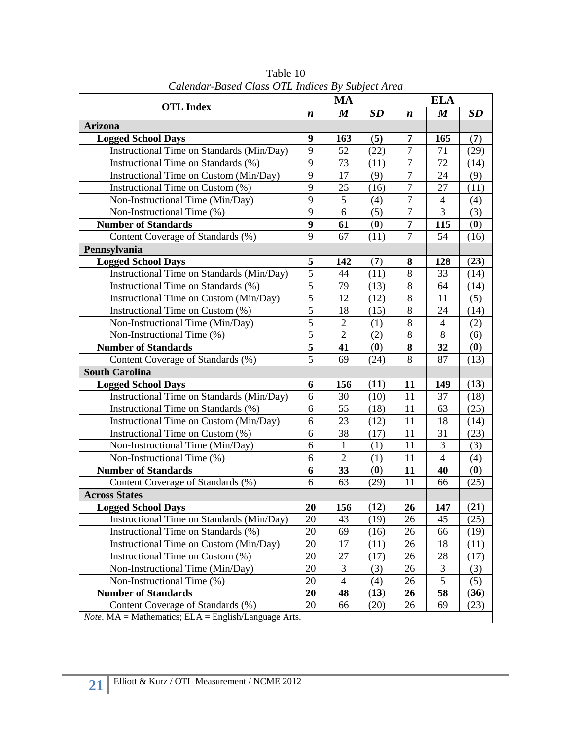Table 10

*Calendar-Based Class OTL Indices By Subject Area*

| OTL Index | MA | | | ELA | | |
|---|---|---|---|---|---|---|
| | ***n*** | ***M*** | ***SD*** | ***n*** | ***M*** | ***SD*** |
| **Arizona** | | | | | | |
| **Logged School Days** | **9** | **163** | **(5)** | **7** | **165** | **(7)** |
| Instructional Time on Standards (Min/Day) | 9 | 52 | (22) | 7 | 71 | (29) |
| Instructional Time on Standards (%) | 9 | 73 | (11) | 7 | 72 | (14) |
| Instructional Time on Custom (Min/Day) | 9 | 17 | (9) | 7 | 24 | (9) |
| Instructional Time on Custom (%) | 9 | 25 | (16) | 7 | 27 | (11) |
| Non-Instructional Time (Min/Day) | 9 | 5 | (4) | 7 | 4 | (4) |
| Non-Instructional Time (%) | 9 | 6 | (5) | 7 | 3 | (3) |
| **Number of Standards** | **9** | **61** | **(0)** | **7** | **115** | **(0)** |
| Content Coverage of Standards (%) | 9 | 67 | (11) | 7 | 54 | (16) |
| **Pennsylvania** | | | | | | |
| **Logged School Days** | **5** | **142** | **(7)** | **8** | **128** | **(23)** |
| Instructional Time on Standards (Min/Day) | 5 | 44 | (11) | 8 | 33 | (14) |
| Instructional Time on Standards (%) | 5 | 79 | (13) | 8 | 64 | (14) |
| Instructional Time on Custom (Min/Day) | 5 | 12 | (12) | 8 | 11 | (5) |
| Instructional Time on Custom (%) | 5 | 18 | (15) | 8 | 24 | (14) |
| Non-Instructional Time (Min/Day) | 5 | 2 | (1) | 8 | 4 | (2) |
| Non-Instructional Time (%) | 5 | 2 | (2) | 8 | 8 | (6) |
| **Number of Standards** | **5** | **41** | **(0)** | **8** | **32** | **(0)** |
| Content Coverage of Standards (%) | 5 | 69 | (24) | 8 | 87 | (13) |
| **South Carolina** | | | | | | |
| **Logged School Days** | **6** | **156** | **(11)** | **11** | **149** | **(13)** |
| Instructional Time on Standards (Min/Day) | 6 | 30 | (10) | 11 | 37 | (18) |
| Instructional Time on Standards (%) | 6 | 55 | (18) | 11 | 63 | (25) |
| Instructional Time on Custom (Min/Day) | 6 | 23 | (12) | 11 | 18 | (14) |
| Instructional Time on Custom (%) | 6 | 38 | (17) | 11 | 31 | (23) |
| Non-Instructional Time (Min/Day) | 6 | 1 | (1) | 11 | 3 | (3) |
| Non-Instructional Time (%) | 6 | 2 | (1) | 11 | 4 | (4) |
| **Number of Standards** | **6** | **33** | **(0)** | **11** | **40** | **(0)** |
| Content Coverage of Standards (%) | 6 | 63 | (29) | 11 | 66 | (25) |
| **Across States** | | | | | | |
| **Logged School Days** | **20** | **156** | **(12)** | **26** | **147** | **(21)** |
| Instructional Time on Standards (Min/Day) | 20 | 43 | (19) | 26 | 45 | (25) |
| Instructional Time on Standards (%) | 20 | 69 | (16) | 26 | 66 | (19) |
| Instructional Time on Custom (Min/Day) | 20 | 17 | (11) | 26 | 18 | (11) |
| Instructional Time on Custom (%) | 20 | 27 | (17) | 26 | 28 | (17) |
| Non-Instructional Time (Min/Day) | 20 | 3 | (3) | 26 | 3 | (3) |
| Non-Instructional Time (%) | 20 | 4 | (4) | 26 | 5 | (5) |
| **Number of Standards** | **20** | **48** | **(13)** | **26** | **58** | **(36)** |
| Content Coverage of Standards (%) | 20 | 66 | (20) | 26 | 69 | (23) |

*Note*. MA = Mathematics; ELA = English/Language Arts.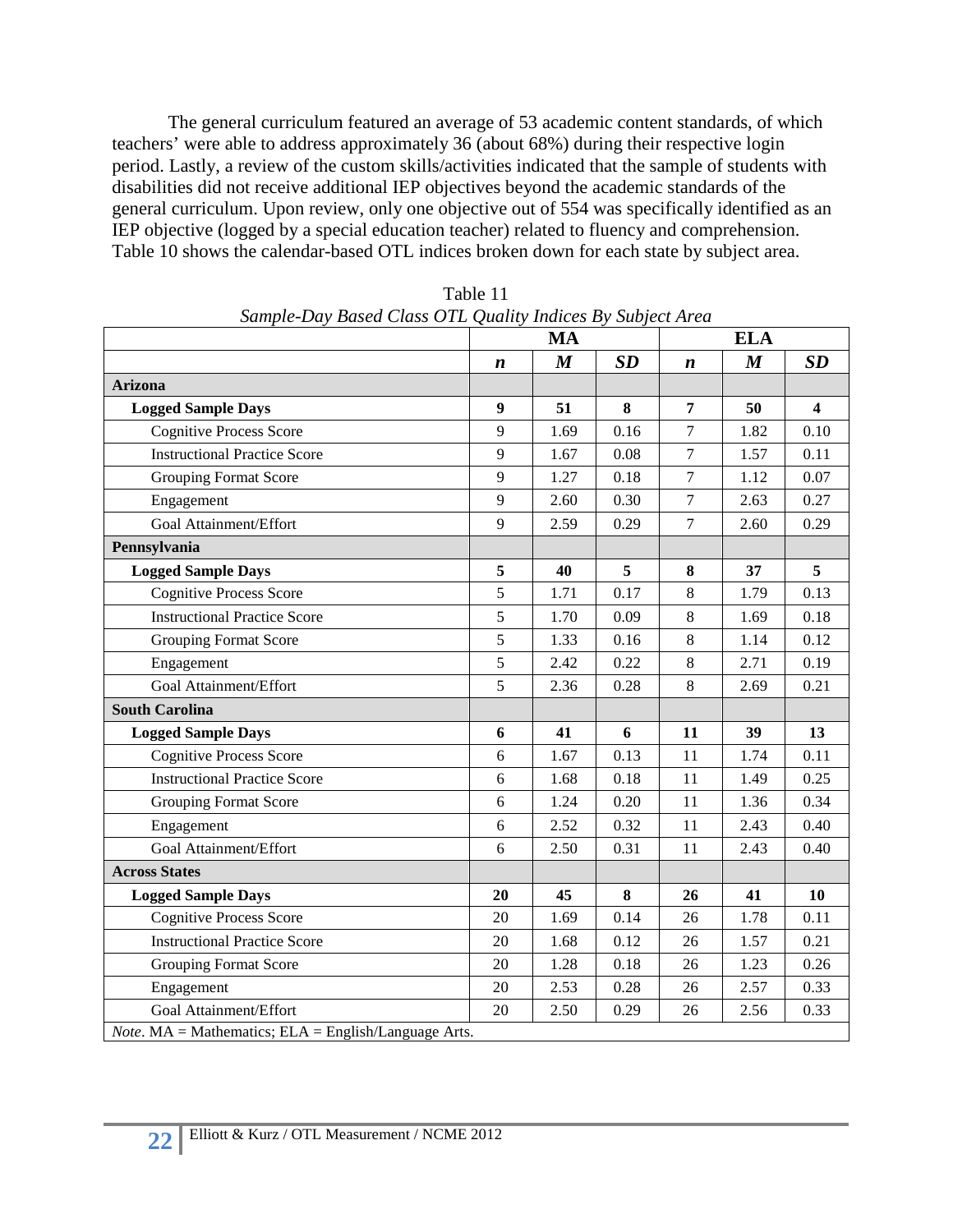The general curriculum featured an average of 53 academic content standards, of which teachers' were able to address approximately 36 (about 68%) during their respective login period. Lastly, a review of the custom skills/activities indicated that the sample of students with disabilities did not receive additional IEP objectives beyond the academic standards of the general curriculum. Upon review, only one objective out of 554 was specifically identified as an IEP objective (logged by a special education teacher) related to fluency and comprehension. Table 10 shows the calendar-based OTL indices broken down for each state by subject area.

Table 11

*Sample-Day Based Class OTL Quality Indices By Subject Area*

| | MA | | | ELA | | |
|---|---|---|---|---|---|---|
| | ***n*** | ***M*** | ***SD*** | ***n*** | ***M*** | ***SD*** |
| **Arizona** | | | | | | |
| **Logged Sample Days** | **9** | **51** | **8** | **7** | **50** | **4** |
| Cognitive Process Score | 9 | 1.69 | 0.16 | 7 | 1.82 | 0.10 |
| Instructional Practice Score | 9 | 1.67 | 0.08 | 7 | 1.57 | 0.11 |
| Grouping Format Score | 9 | 1.27 | 0.18 | 7 | 1.12 | 0.07 |
| Engagement | 9 | 2.60 | 0.30 | 7 | 2.63 | 0.27 |
| Goal Attainment/Effort | 9 | 2.59 | 0.29 | 7 | 2.60 | 0.29 |
| **Pennsylvania** | | | | | | |
| **Logged Sample Days** | **5** | **40** | **5** | **8** | **37** | **5** |
| Cognitive Process Score | 5 | 1.71 | 0.17 | 8 | 1.79 | 0.13 |
| Instructional Practice Score | 5 | 1.70 | 0.09 | 8 | 1.69 | 0.18 |
| Grouping Format Score | 5 | 1.33 | 0.16 | 8 | 1.14 | 0.12 |
| Engagement | 5 | 2.42 | 0.22 | 8 | 2.71 | 0.19 |
| Goal Attainment/Effort | 5 | 2.36 | 0.28 | 8 | 2.69 | 0.21 |
| **South Carolina** | | | | | | |
| **Logged Sample Days** | **6** | **41** | **6** | **11** | **39** | **13** |
| Cognitive Process Score | 6 | 1.67 | 0.13 | 11 | 1.74 | 0.11 |
| Instructional Practice Score | 6 | 1.68 | 0.18 | 11 | 1.49 | 0.25 |
| Grouping Format Score | 6 | 1.24 | 0.20 | 11 | 1.36 | 0.34 |
| Engagement | 6 | 2.52 | 0.32 | 11 | 2.43 | 0.40 |
| Goal Attainment/Effort | 6 | 2.50 | 0.31 | 11 | 2.43 | 0.40 |
| **Across States** | | | | | | |
| **Logged Sample Days** | **20** | **45** | **8** | **26** | **41** | **10** |
| Cognitive Process Score | 20 | 1.69 | 0.14 | 26 | 1.78 | 0.11 |
| Instructional Practice Score | 20 | 1.68 | 0.12 | 26 | 1.57 | 0.21 |
| Grouping Format Score | 20 | 1.28 | 0.18 | 26 | 1.23 | 0.26 |
| Engagement | 20 | 2.53 | 0.28 | 26 | 2.57 | 0.33 |
| Goal Attainment/Effort | 20 | 2.50 | 0.29 | 26 | 2.56 | 0.33 |

*Note*. MA = Mathematics; ELA = English/Language Arts.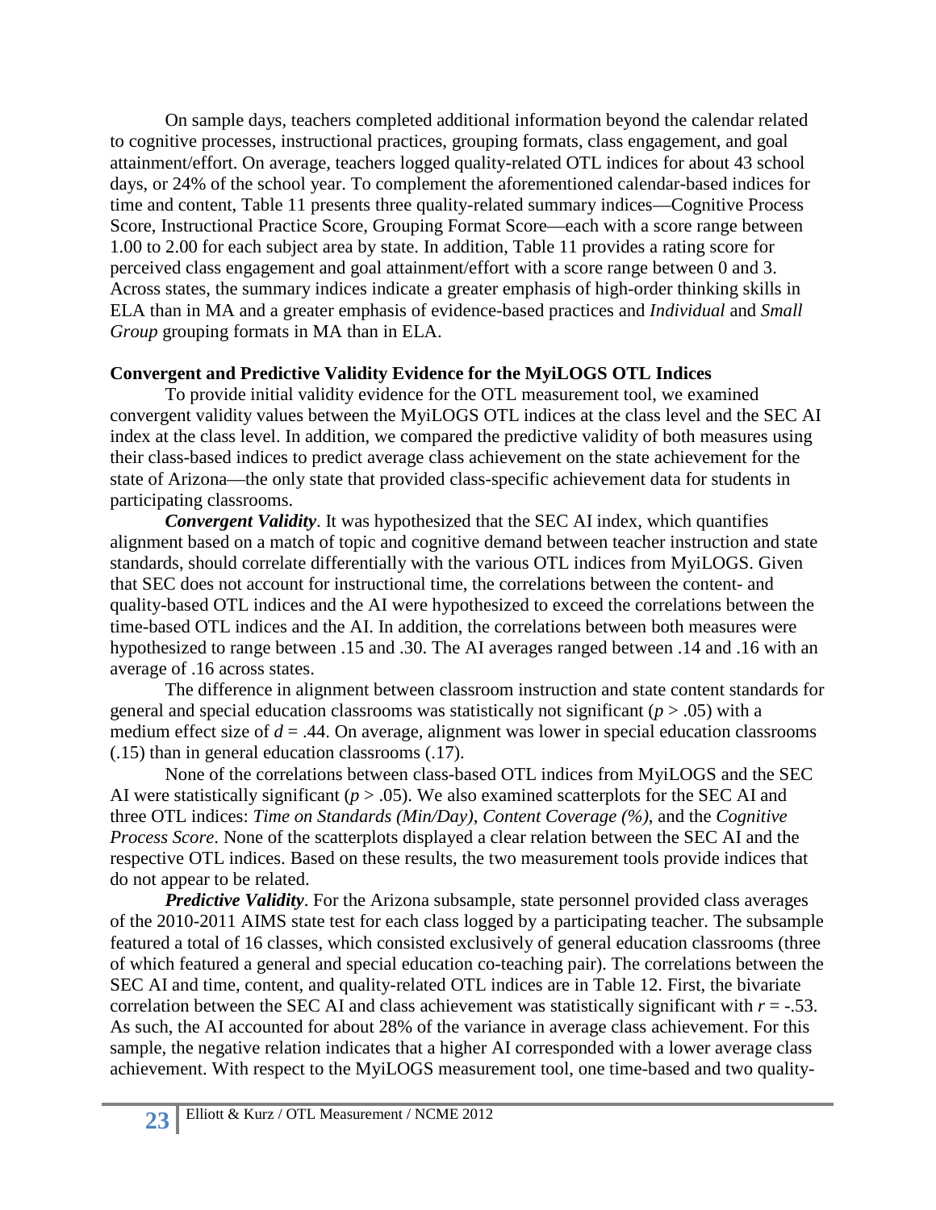On sample days, teachers completed additional information beyond the calendar related to cognitive processes, instructional practices, grouping formats, class engagement, and goal attainment/effort. On average, teachers logged quality-related OTL indices for about 43 school days, or 24% of the school year. To complement the aforementioned calendar-based indices for time and content, Table 11 presents three quality-related summary indices—Cognitive Process Score, Instructional Practice Score, Grouping Format Score—each with a score range between 1.00 to 2.00 for each subject area by state. In addition, Table 11 provides a rating score for perceived class engagement and goal attainment/effort with a score range between 0 and 3. Across states, the summary indices indicate a greater emphasis of high-order thinking skills in ELA than in MA and a greater emphasis of evidence-based practices and *Individual* and *Small Group* grouping formats in MA than in ELA.

**Convergent and Predictive Validity Evidence for the MyiLOGS OTL Indices**

To provide initial validity evidence for the OTL measurement tool, we examined convergent validity values between the MyiLOGS OTL indices at the class level and the SEC AI index at the class level. In addition, we compared the predictive validity of both measures using their class-based indices to predict average class achievement on the state achievement for the state of Arizona—the only state that provided class-specific achievement data for students in participating classrooms.

***Convergent Validity***. It was hypothesized that the SEC AI index, which quantifies alignment based on a match of topic and cognitive demand between teacher instruction and state standards, should correlate differentially with the various OTL indices from MyiLOGS. Given that SEC does not account for instructional time, the correlations between the content- and quality-based OTL indices and the AI were hypothesized to exceed the correlations between the time-based OTL indices and the AI. In addition, the correlations between both measures were hypothesized to range between .15 and .30. The AI averages ranged between .14 and .16 with an average of .16 across states.

The difference in alignment between classroom instruction and state content standards for general and special education classrooms was statistically not significant ($p > .05$) with a medium effect size of $d = .44$. On average, alignment was lower in special education classrooms (.15) than in general education classrooms (.17).

None of the correlations between class-based OTL indices from MyiLOGS and the SEC AI were statistically significant ($p > .05$). We also examined scatterplots for the SEC AI and three OTL indices: *Time on Standards (Min/Day)*, *Content Coverage (%)*, and the *Cognitive Process Score*. None of the scatterplots displayed a clear relation between the SEC AI and the respective OTL indices. Based on these results, the two measurement tools provide indices that do not appear to be related.

***Predictive Validity***. For the Arizona subsample, state personnel provided class averages of the 2010-2011 AIMS state test for each class logged by a participating teacher. The subsample featured a total of 16 classes, which consisted exclusively of general education classrooms (three of which featured a general and special education co-teaching pair). The correlations between the SEC AI and time, content, and quality-related OTL indices are in Table 12. First, the bivariate correlation between the SEC AI and class achievement was statistically significant with $r = -.53$. As such, the AI accounted for about 28% of the variance in average class achievement. For this sample, the negative relation indicates that a higher AI corresponded with a lower average class achievement. With respect to the MyiLOGS measurement tool, one time-based and two quality-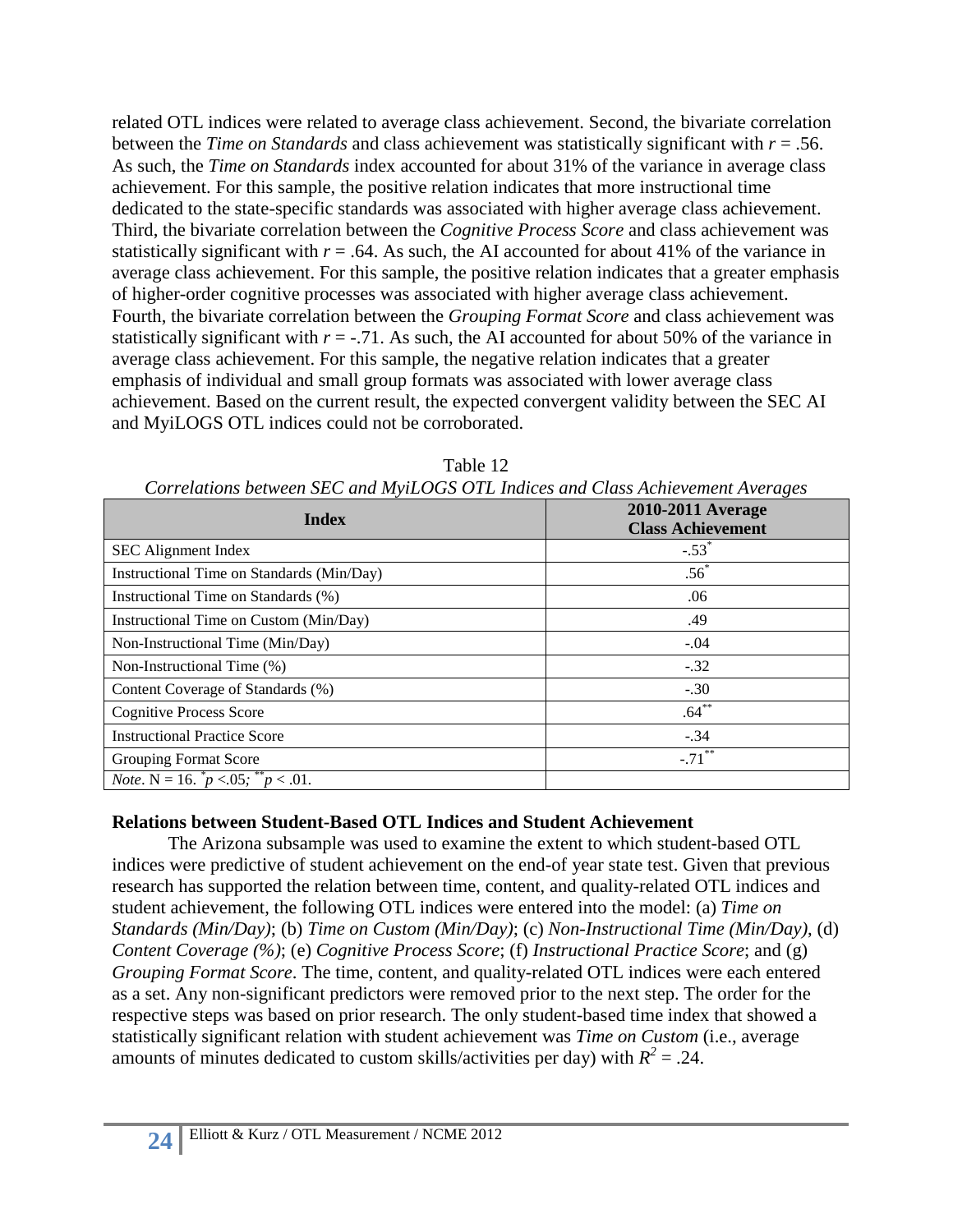related OTL indices were related to average class achievement. Second, the bivariate correlation between the *Time on Standards* and class achievement was statistically significant with $r = .56$. As such, the *Time on Standards* index accounted for about 31% of the variance in average class achievement. For this sample, the positive relation indicates that more instructional time dedicated to the state-specific standards was associated with higher average class achievement. Third, the bivariate correlation between the *Cognitive Process Score* and class achievement was statistically significant with $r = .64$. As such, the AI accounted for about 41% of the variance in average class achievement. For this sample, the positive relation indicates that a greater emphasis of higher-order cognitive processes was associated with higher average class achievement. Fourth, the bivariate correlation between the *Grouping Format Score* and class achievement was statistically significant with $r = -.71$. As such, the AI accounted for about 50% of the variance in average class achievement. For this sample, the negative relation indicates that a greater emphasis of individual and small group formats was associated with lower average class achievement. Based on the current result, the expected convergent validity between the SEC AI and MyiLOGS OTL indices could not be corroborated.

Table 12

*Correlations between SEC and MyiLOGS OTL Indices and Class Achievement Averages*

| Index | 2010-2011 Average Class Achievement |
|---|---|
| SEC Alignment Index | $-.53^{*}$ |
| Instructional Time on Standards (Min/Day) | $.56^{*}$ |
| Instructional Time on Standards (%) | .06 |
| Instructional Time on Custom (Min/Day) | .49 |
| Non-Instructional Time (Min/Day) | -.04 |
| Non-Instructional Time (%) | -.32 |
| Content Coverage of Standards (%) | -.30 |
| Cognitive Process Score | $.64^{**}$ |
| Instructional Practice Score | -.34 |
| Grouping Format Score | $-.71^{**}$ |
| *Note*. N = 16. $^{*}p < .05$; $^{**}p < .01$. | |

## Relations between Student-Based OTL Indices and Student Achievement

The Arizona subsample was used to examine the extent to which student-based OTL indices were predictive of student achievement on the end-of year state test. Given that previous research has supported the relation between time, content, and quality-related OTL indices and student achievement, the following OTL indices were entered into the model: (a) *Time on Standards (Min/Day)*; (b) *Time on Custom (Min/Day)*; (c) *Non-Instructional Time (Min/Day)*, (d) *Content Coverage (%)*; (e) *Cognitive Process Score*; (f) *Instructional Practice Score*; and (g) *Grouping Format Score*. The time, content, and quality-related OTL indices were each entered as a set. Any non-significant predictors were removed prior to the next step. The order for the respective steps was based on prior research. The only student-based time index that showed a statistically significant relation with student achievement was *Time on Custom* (i.e., average amounts of minutes dedicated to custom skills/activities per day) with $R^2 = .24$.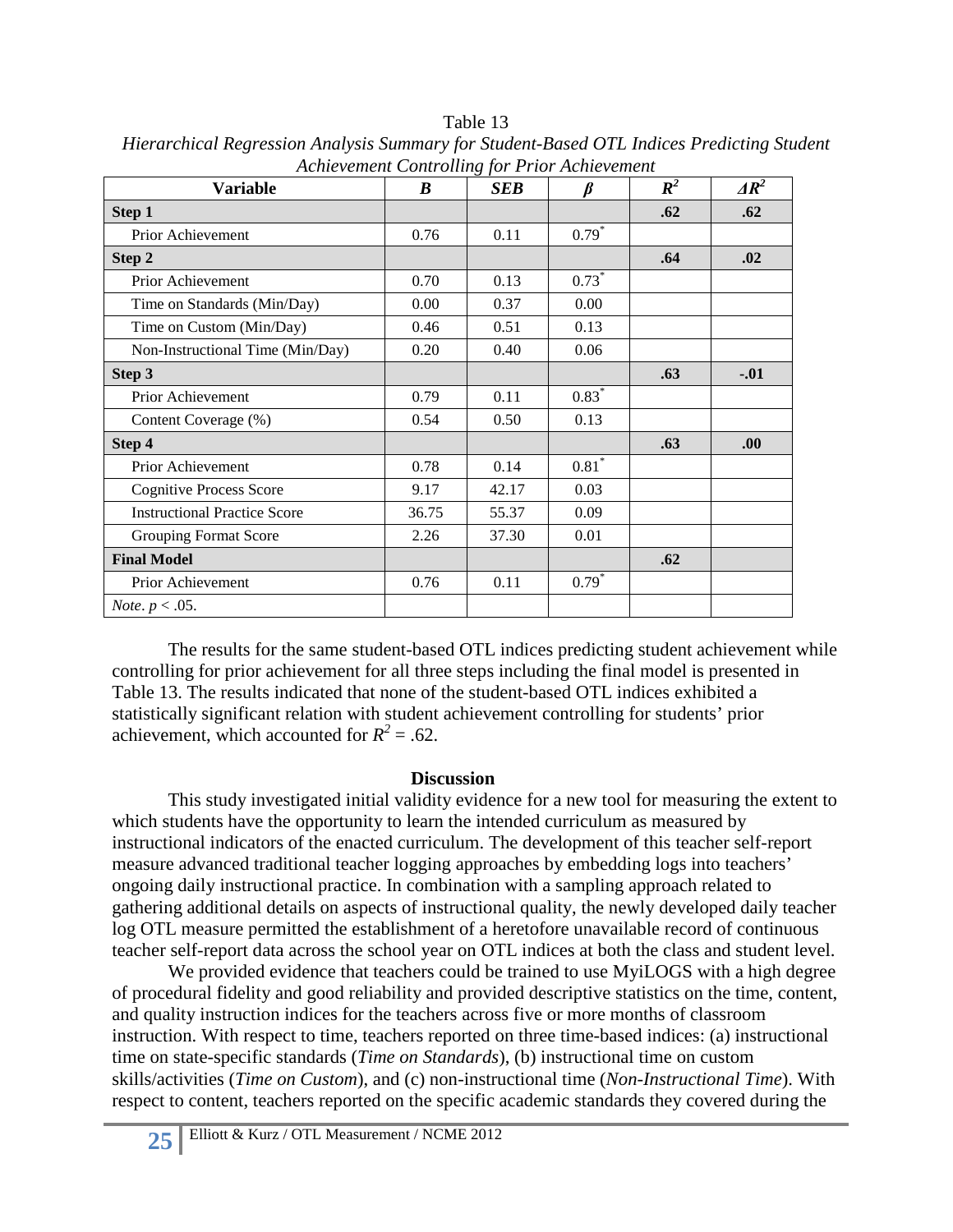Table 13

*Hierarchical Regression Analysis Summary for Student-Based OTL Indices Predicting Student Achievement Controlling for Prior Achievement*

| Variable | *B* | *SEB* | *β* | $R^2$ | $\Delta R^2$ |
|---|---|---|---|---|---|
| **Step 1** | | | | **.62** | **.62** |
| Prior Achievement | 0.76 | 0.11 | 0.79* | | |
| **Step 2** | | | | **.64** | **.02** |
| Prior Achievement | 0.70 | 0.13 | 0.73* | | |
| Time on Standards (Min/Day) | 0.00 | 0.37 | 0.00 | | |
| Time on Custom (Min/Day) | 0.46 | 0.51 | 0.13 | | |
| Non-Instructional Time (Min/Day) | 0.20 | 0.40 | 0.06 | | |
| **Step 3** | | | | **.63** | **-.01** |
| Prior Achievement | 0.79 | 0.11 | 0.83* | | |
| Content Coverage (%) | 0.54 | 0.50 | 0.13 | | |
| **Step 4** | | | | **.63** | **.00** |
| Prior Achievement | 0.78 | 0.14 | 0.81* | | |
| Cognitive Process Score | 9.17 | 42.17 | 0.03 | | |
| Instructional Practice Score | 36.75 | 55.37 | 0.09 | | |
| Grouping Format Score | 2.26 | 37.30 | 0.01 | | |
| **Final Model** | | | | **.62** | |
| Prior Achievement | 0.76 | 0.11 | 0.79* | | |
| *Note*. $p < .05$. | | | | | |

The results for the same student-based OTL indices predicting student achievement while controlling for prior achievement for all three steps including the final model is presented in Table 13. The results indicated that none of the student-based OTL indices exhibited a statistically significant relation with student achievement controlling for students' prior achievement, which accounted for $R^2 = .62$.

## Discussion

This study investigated initial validity evidence for a new tool for measuring the extent to which students have the opportunity to learn the intended curriculum as measured by instructional indicators of the enacted curriculum. The development of this teacher self-report measure advanced traditional teacher logging approaches by embedding logs into teachers' ongoing daily instructional practice. In combination with a sampling approach related to gathering additional details on aspects of instructional quality, the newly developed daily teacher log OTL measure permitted the establishment of a heretofore unavailable record of continuous teacher self-report data across the school year on OTL indices at both the class and student level.

We provided evidence that teachers could be trained to use MyiLOGS with a high degree of procedural fidelity and good reliability and provided descriptive statistics on the time, content, and quality instruction indices for the teachers across five or more months of classroom instruction. With respect to time, teachers reported on three time-based indices: (a) instructional time on state-specific standards (*Time on Standards*), (b) instructional time on custom skills/activities (*Time on Custom*), and (c) non-instructional time (*Non-Instructional Time*). With respect to content, teachers reported on the specific academic standards they covered during the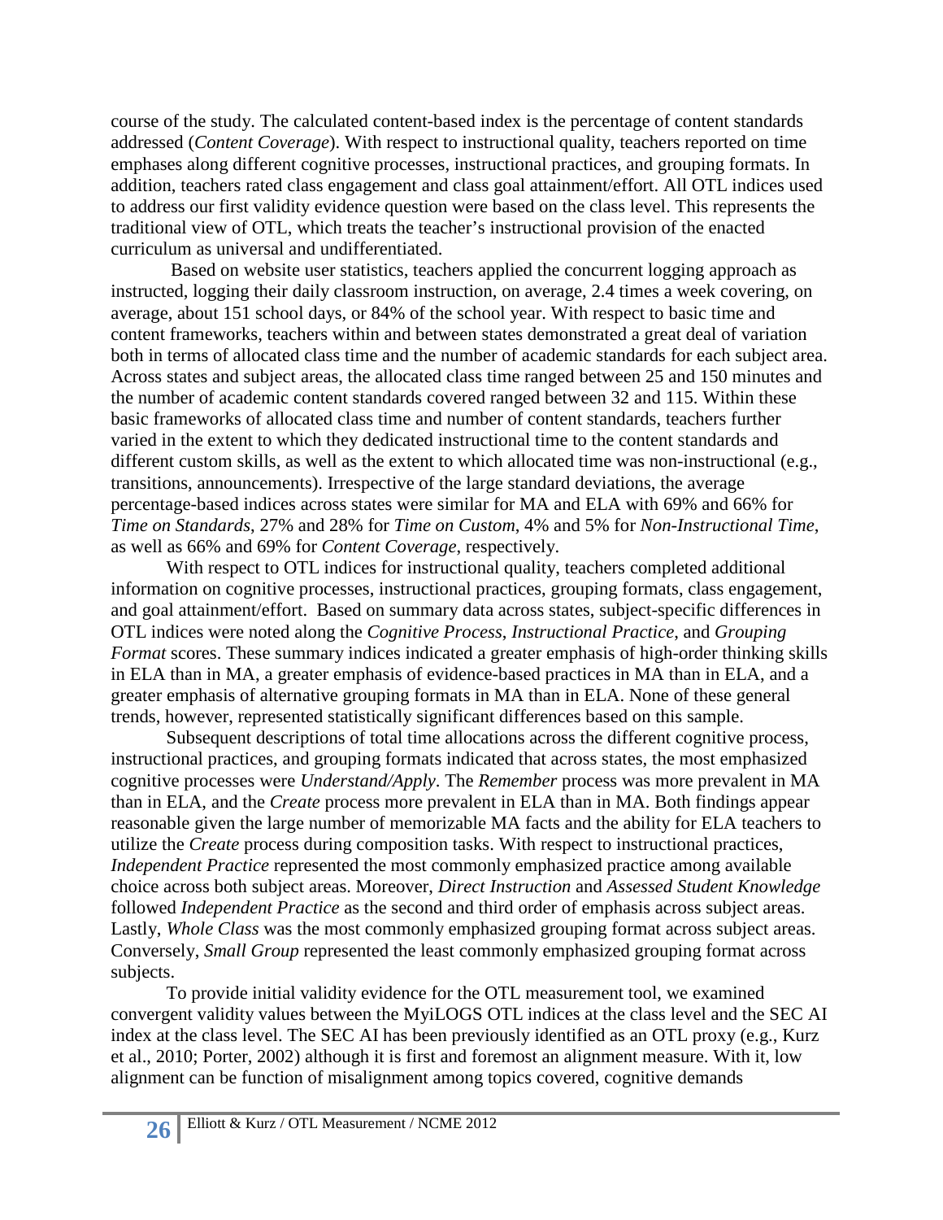course of the study. The calculated content-based index is the percentage of content standards addressed (*Content Coverage*). With respect to instructional quality, teachers reported on time emphases along different cognitive processes, instructional practices, and grouping formats. In addition, teachers rated class engagement and class goal attainment/effort. All OTL indices used to address our first validity evidence question were based on the class level. This represents the traditional view of OTL, which treats the teacher's instructional provision of the enacted curriculum as universal and undifferentiated.

Based on website user statistics, teachers applied the concurrent logging approach as instructed, logging their daily classroom instruction, on average, 2.4 times a week covering, on average, about 151 school days, or 84% of the school year. With respect to basic time and content frameworks, teachers within and between states demonstrated a great deal of variation both in terms of allocated class time and the number of academic standards for each subject area. Across states and subject areas, the allocated class time ranged between 25 and 150 minutes and the number of academic content standards covered ranged between 32 and 115. Within these basic frameworks of allocated class time and number of content standards, teachers further varied in the extent to which they dedicated instructional time to the content standards and different custom skills, as well as the extent to which allocated time was non-instructional (e.g., transitions, announcements). Irrespective of the large standard deviations, the average percentage-based indices across states were similar for MA and ELA with 69% and 66% for *Time on Standards*, 27% and 28% for *Time on Custom*, 4% and 5% for *Non-Instructional Time*, as well as 66% and 69% for *Content Coverage*, respectively.

With respect to OTL indices for instructional quality, teachers completed additional information on cognitive processes, instructional practices, grouping formats, class engagement, and goal attainment/effort. Based on summary data across states, subject-specific differences in OTL indices were noted along the *Cognitive Process*, *Instructional Practice*, and *Grouping Format* scores. These summary indices indicated a greater emphasis of high-order thinking skills in ELA than in MA, a greater emphasis of evidence-based practices in MA than in ELA, and a greater emphasis of alternative grouping formats in MA than in ELA. None of these general trends, however, represented statistically significant differences based on this sample.

Subsequent descriptions of total time allocations across the different cognitive process, instructional practices, and grouping formats indicated that across states, the most emphasized cognitive processes were *Understand/Apply*. The *Remember* process was more prevalent in MA than in ELA, and the *Create* process more prevalent in ELA than in MA. Both findings appear reasonable given the large number of memorizable MA facts and the ability for ELA teachers to utilize the *Create* process during composition tasks. With respect to instructional practices, *Independent Practice* represented the most commonly emphasized practice among available choice across both subject areas. Moreover, *Direct Instruction* and *Assessed Student Knowledge* followed *Independent Practice* as the second and third order of emphasis across subject areas. Lastly, *Whole Class* was the most commonly emphasized grouping format across subject areas. Conversely, *Small Group* represented the least commonly emphasized grouping format across subjects.

To provide initial validity evidence for the OTL measurement tool, we examined convergent validity values between the MyiLOGS OTL indices at the class level and the SEC AI index at the class level. The SEC AI has been previously identified as an OTL proxy (e.g., Kurz et al., 2010; Porter, 2002) although it is first and foremost an alignment measure. With it, low alignment can be function of misalignment among topics covered, cognitive demands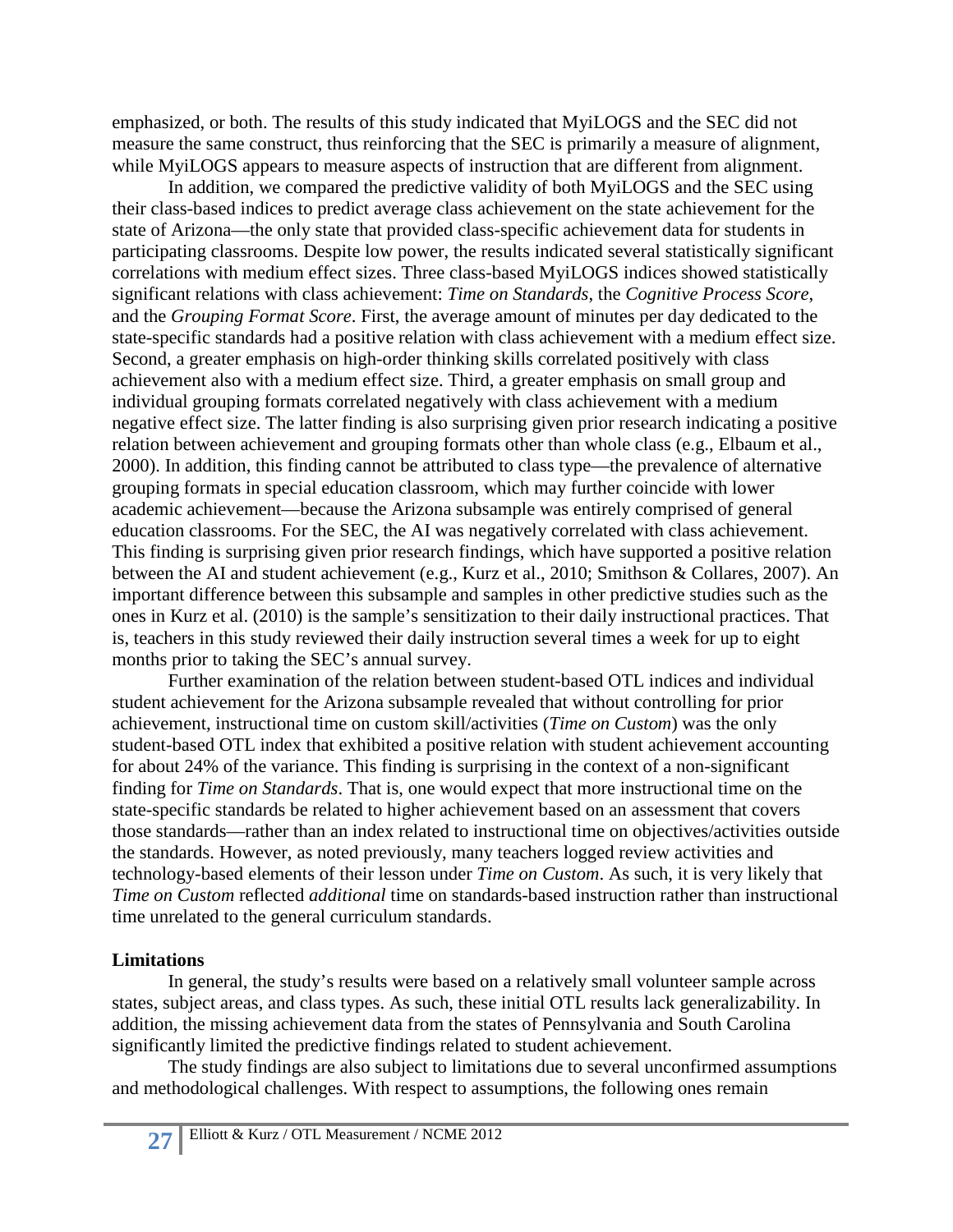emphasized, or both. The results of this study indicated that MyiLOGS and the SEC did not measure the same construct, thus reinforcing that the SEC is primarily a measure of alignment, while MyiLOGS appears to measure aspects of instruction that are different from alignment.

In addition, we compared the predictive validity of both MyiLOGS and the SEC using their class-based indices to predict average class achievement on the state achievement for the state of Arizona—the only state that provided class-specific achievement data for students in participating classrooms. Despite low power, the results indicated several statistically significant correlations with medium effect sizes. Three class-based MyiLOGS indices showed statistically significant relations with class achievement: *Time on Standards*, the *Cognitive Process Score*, and the *Grouping Format Score*. First, the average amount of minutes per day dedicated to the state-specific standards had a positive relation with class achievement with a medium effect size. Second, a greater emphasis on high-order thinking skills correlated positively with class achievement also with a medium effect size. Third, a greater emphasis on small group and individual grouping formats correlated negatively with class achievement with a medium negative effect size. The latter finding is also surprising given prior research indicating a positive relation between achievement and grouping formats other than whole class (e.g., Elbaum et al., 2000). In addition, this finding cannot be attributed to class type—the prevalence of alternative grouping formats in special education classroom, which may further coincide with lower academic achievement—because the Arizona subsample was entirely comprised of general education classrooms. For the SEC, the AI was negatively correlated with class achievement. This finding is surprising given prior research findings, which have supported a positive relation between the AI and student achievement (e.g., Kurz et al., 2010; Smithson & Collares, 2007). An important difference between this subsample and samples in other predictive studies such as the ones in Kurz et al. (2010) is the sample's sensitization to their daily instructional practices. That is, teachers in this study reviewed their daily instruction several times a week for up to eight months prior to taking the SEC's annual survey.

Further examination of the relation between student-based OTL indices and individual student achievement for the Arizona subsample revealed that without controlling for prior achievement, instructional time on custom skill/activities (*Time on Custom*) was the only student-based OTL index that exhibited a positive relation with student achievement accounting for about 24% of the variance. This finding is surprising in the context of a non-significant finding for *Time on Standards*. That is, one would expect that more instructional time on the state-specific standards be related to higher achievement based on an assessment that covers those standards—rather than an index related to instructional time on objectives/activities outside the standards. However, as noted previously, many teachers logged review activities and technology-based elements of their lesson under *Time on Custom*. As such, it is very likely that *Time on Custom* reflected *additional* time on standards-based instruction rather than instructional time unrelated to the general curriculum standards.

**Limitations**

In general, the study's results were based on a relatively small volunteer sample across states, subject areas, and class types. As such, these initial OTL results lack generalizability. In addition, the missing achievement data from the states of Pennsylvania and South Carolina significantly limited the predictive findings related to student achievement.

The study findings are also subject to limitations due to several unconfirmed assumptions and methodological challenges. With respect to assumptions, the following ones remain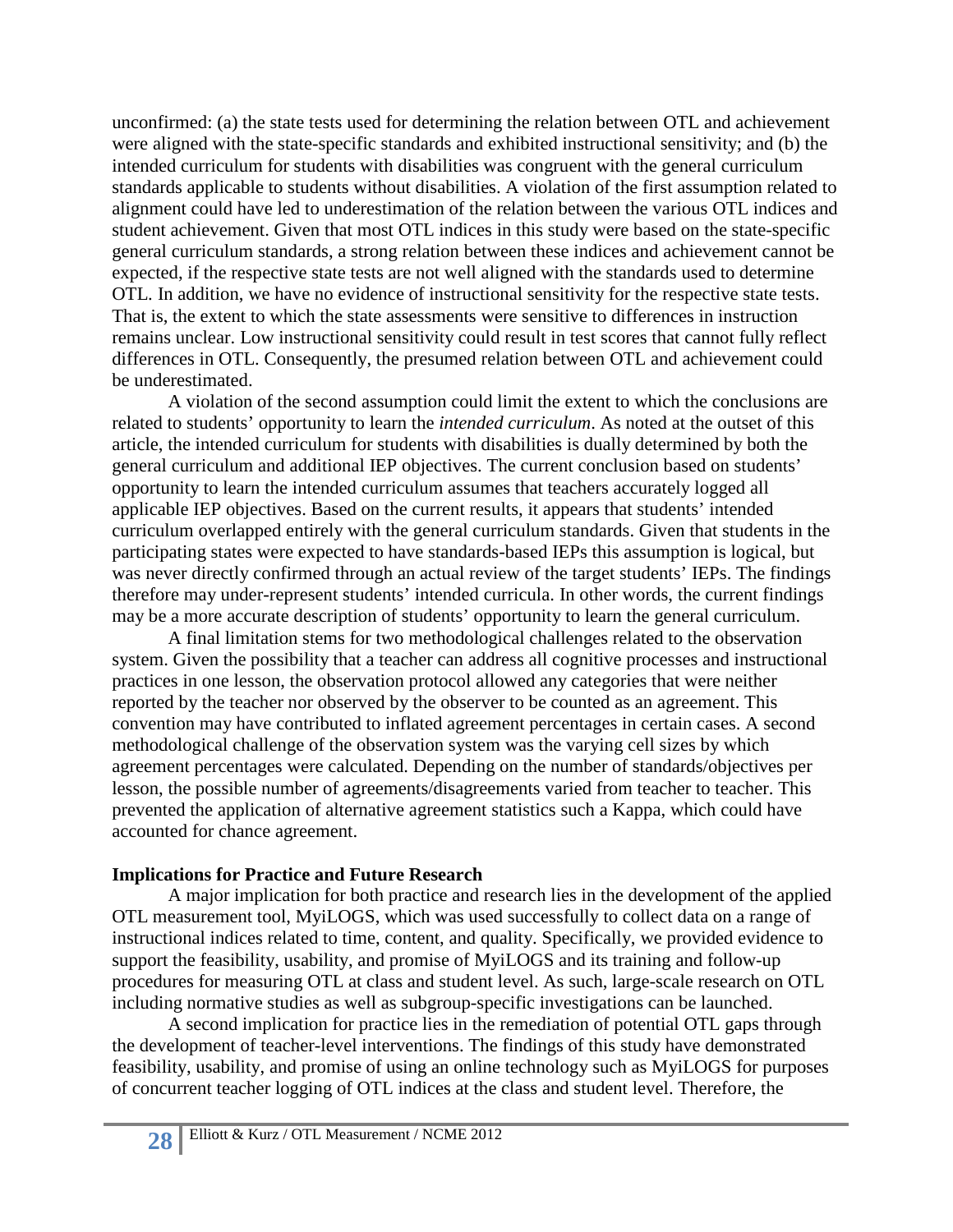unconfirmed: (a) the state tests used for determining the relation between OTL and achievement were aligned with the state-specific standards and exhibited instructional sensitivity; and (b) the intended curriculum for students with disabilities was congruent with the general curriculum standards applicable to students without disabilities. A violation of the first assumption related to alignment could have led to underestimation of the relation between the various OTL indices and student achievement. Given that most OTL indices in this study were based on the state-specific general curriculum standards, a strong relation between these indices and achievement cannot be expected, if the respective state tests are not well aligned with the standards used to determine OTL. In addition, we have no evidence of instructional sensitivity for the respective state tests. That is, the extent to which the state assessments were sensitive to differences in instruction remains unclear. Low instructional sensitivity could result in test scores that cannot fully reflect differences in OTL. Consequently, the presumed relation between OTL and achievement could be underestimated.

A violation of the second assumption could limit the extent to which the conclusions are related to students' opportunity to learn the *intended curriculum*. As noted at the outset of this article, the intended curriculum for students with disabilities is dually determined by both the general curriculum and additional IEP objectives. The current conclusion based on students' opportunity to learn the intended curriculum assumes that teachers accurately logged all applicable IEP objectives. Based on the current results, it appears that students' intended curriculum overlapped entirely with the general curriculum standards. Given that students in the participating states were expected to have standards-based IEPs this assumption is logical, but was never directly confirmed through an actual review of the target students' IEPs. The findings therefore may under-represent students' intended curricula. In other words, the current findings may be a more accurate description of students' opportunity to learn the general curriculum.

A final limitation stems for two methodological challenges related to the observation system. Given the possibility that a teacher can address all cognitive processes and instructional practices in one lesson, the observation protocol allowed any categories that were neither reported by the teacher nor observed by the observer to be counted as an agreement. This convention may have contributed to inflated agreement percentages in certain cases. A second methodological challenge of the observation system was the varying cell sizes by which agreement percentages were calculated. Depending on the number of standards/objectives per lesson, the possible number of agreements/disagreements varied from teacher to teacher. This prevented the application of alternative agreement statistics such a Kappa, which could have accounted for chance agreement.

### Implications for Practice and Future Research

A major implication for both practice and research lies in the development of the applied OTL measurement tool, MyiLOGS, which was used successfully to collect data on a range of instructional indices related to time, content, and quality. Specifically, we provided evidence to support the feasibility, usability, and promise of MyiLOGS and its training and follow-up procedures for measuring OTL at class and student level. As such, large-scale research on OTL including normative studies as well as subgroup-specific investigations can be launched.

A second implication for practice lies in the remediation of potential OTL gaps through the development of teacher-level interventions. The findings of this study have demonstrated feasibility, usability, and promise of using an online technology such as MyiLOGS for purposes of concurrent teacher logging of OTL indices at the class and student level. Therefore, the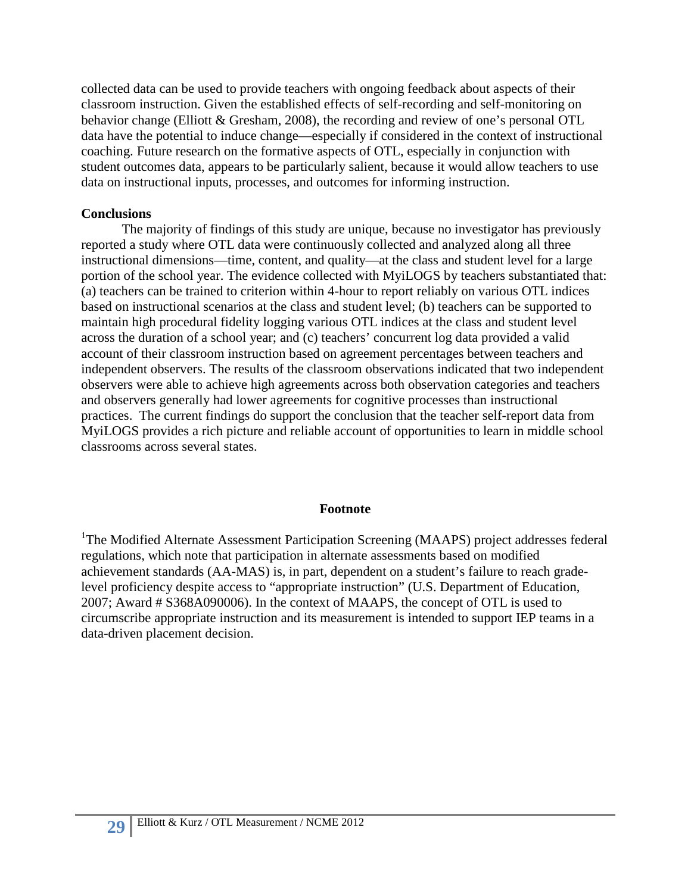collected data can be used to provide teachers with ongoing feedback about aspects of their classroom instruction. Given the established effects of self-recording and self-monitoring on behavior change (Elliott & Gresham, 2008), the recording and review of one's personal OTL data have the potential to induce change—especially if considered in the context of instructional coaching. Future research on the formative aspects of OTL, especially in conjunction with student outcomes data, appears to be particularly salient, because it would allow teachers to use data on instructional inputs, processes, and outcomes for informing instruction.

**Conclusions**

The majority of findings of this study are unique, because no investigator has previously reported a study where OTL data were continuously collected and analyzed along all three instructional dimensions—time, content, and quality—at the class and student level for a large portion of the school year. The evidence collected with MyiLOGS by teachers substantiated that: (a) teachers can be trained to criterion within 4-hour to report reliably on various OTL indices based on instructional scenarios at the class and student level; (b) teachers can be supported to maintain high procedural fidelity logging various OTL indices at the class and student level across the duration of a school year; and (c) teachers' concurrent log data provided a valid account of their classroom instruction based on agreement percentages between teachers and independent observers. The results of the classroom observations indicated that two independent observers were able to achieve high agreements across both observation categories and teachers and observers generally had lower agreements for cognitive processes than instructional practices. The current findings do support the conclusion that the teacher self-report data from MyiLOGS provides a rich picture and reliable account of opportunities to learn in middle school classrooms across several states.

**Footnote**

[1]The Modified Alternate Assessment Participation Screening (MAAPS) project addresses federal regulations, which note that participation in alternate assessments based on modified achievement standards (AA-MAS) is, in part, dependent on a student's failure to reach grade-level proficiency despite access to "appropriate instruction" (U.S. Department of Education, 2007; Award # S368A090006). In the context of MAAPS, the concept of OTL is used to circumscribe appropriate instruction and its measurement is intended to support IEP teams in a data-driven placement decision.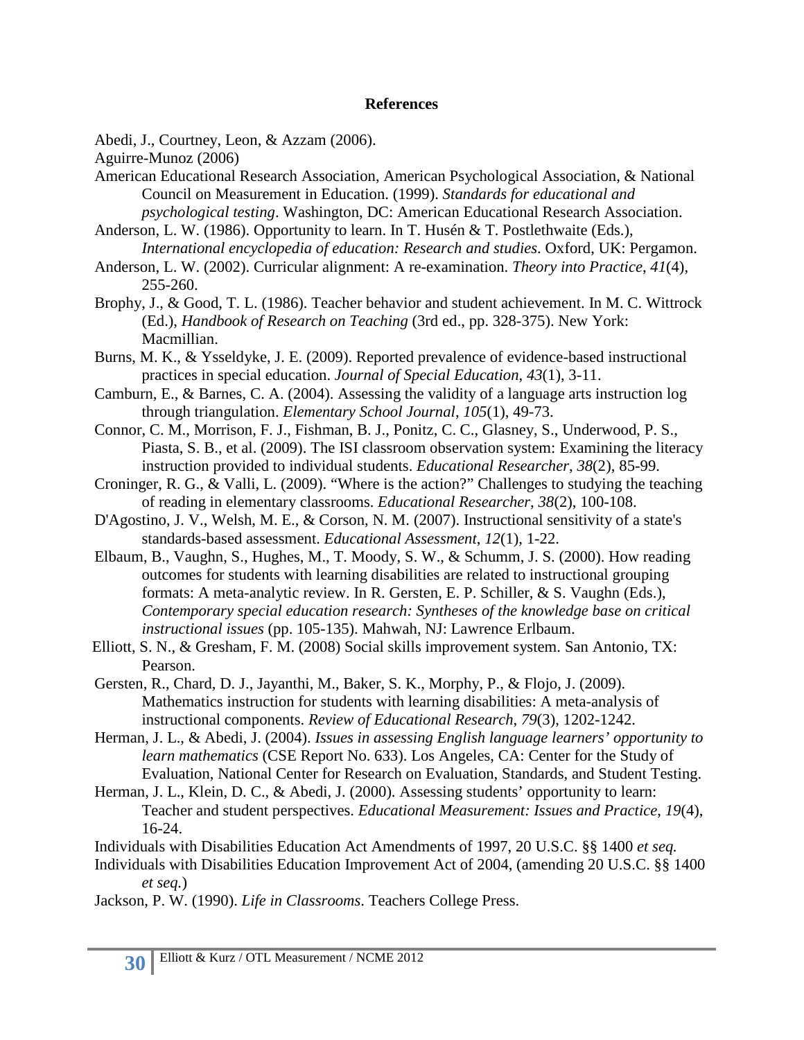**References**

Abedi, J., Courtney, Leon, & Azzam (2006).

Aguirre-Munoz (2006)

American Educational Research Association, American Psychological Association, & National Council on Measurement in Education. (1999). *Standards for educational and psychological testing*. Washington, DC: American Educational Research Association.

Anderson, L. W. (1986). Opportunity to learn. In T. Husén & T. Postlethwaite (Eds.), *International encyclopedia of education: Research and studies*. Oxford, UK: Pergamon.

Anderson, L. W. (2002). Curricular alignment: A re-examination. *Theory into Practice*, *41*(4), 255-260.

Brophy, J., & Good, T. L. (1986). Teacher behavior and student achievement. In M. C. Wittrock (Ed.), *Handbook of Research on Teaching* (3rd ed., pp. 328-375). New York: Macmillian.

Burns, M. K., & Ysseldyke, J. E. (2009). Reported prevalence of evidence-based instructional practices in special education. *Journal of Special Education*, *43*(1), 3-11.

Camburn, E., & Barnes, C. A. (2004). Assessing the validity of a language arts instruction log through triangulation. *Elementary School Journal*, *105*(1), 49-73.

Connor, C. M., Morrison, F. J., Fishman, B. J., Ponitz, C. C., Glasney, S., Underwood, P. S., Piasta, S. B., et al. (2009). The ISI classroom observation system: Examining the literacy instruction provided to individual students. *Educational Researcher*, *38*(2), 85-99.

Croninger, R. G., & Valli, L. (2009). "Where is the action?" Challenges to studying the teaching of reading in elementary classrooms. *Educational Researcher*, *38*(2), 100-108.

D'Agostino, J. V., Welsh, M. E., & Corson, N. M. (2007). Instructional sensitivity of a state's standards-based assessment. *Educational Assessment*, *12*(1), 1-22.

Elbaum, B., Vaughn, S., Hughes, M., T. Moody, S. W., & Schumm, J. S. (2000). How reading outcomes for students with learning disabilities are related to instructional grouping formats: A meta-analytic review. In R. Gersten, E. P. Schiller, & S. Vaughn (Eds.), *Contemporary special education research: Syntheses of the knowledge base on critical instructional issues* (pp. 105-135). Mahwah, NJ: Lawrence Erlbaum.

Elliott, S. N., & Gresham, F. M. (2008) Social skills improvement system. San Antonio, TX: Pearson.

Gersten, R., Chard, D. J., Jayanthi, M., Baker, S. K., Morphy, P., & Flojo, J. (2009). Mathematics instruction for students with learning disabilities: A meta-analysis of instructional components. *Review of Educational Research*, *79*(3), 1202-1242.

Herman, J. L., & Abedi, J. (2004). *Issues in assessing English language learners' opportunity to learn mathematics* (CSE Report No. 633). Los Angeles, CA: Center for the Study of Evaluation, National Center for Research on Evaluation, Standards, and Student Testing.

Herman, J. L., Klein, D. C., & Abedi, J. (2000). Assessing students' opportunity to learn: Teacher and student perspectives. *Educational Measurement: Issues and Practice*, *19*(4), 16-24.

Individuals with Disabilities Education Act Amendments of 1997, 20 U.S.C. §§ 1400 *et seq.*

Individuals with Disabilities Education Improvement Act of 2004, (amending 20 U.S.C. §§ 1400 *et seq.*)

Jackson, P. W. (1990). *Life in Classrooms*. Teachers College Press.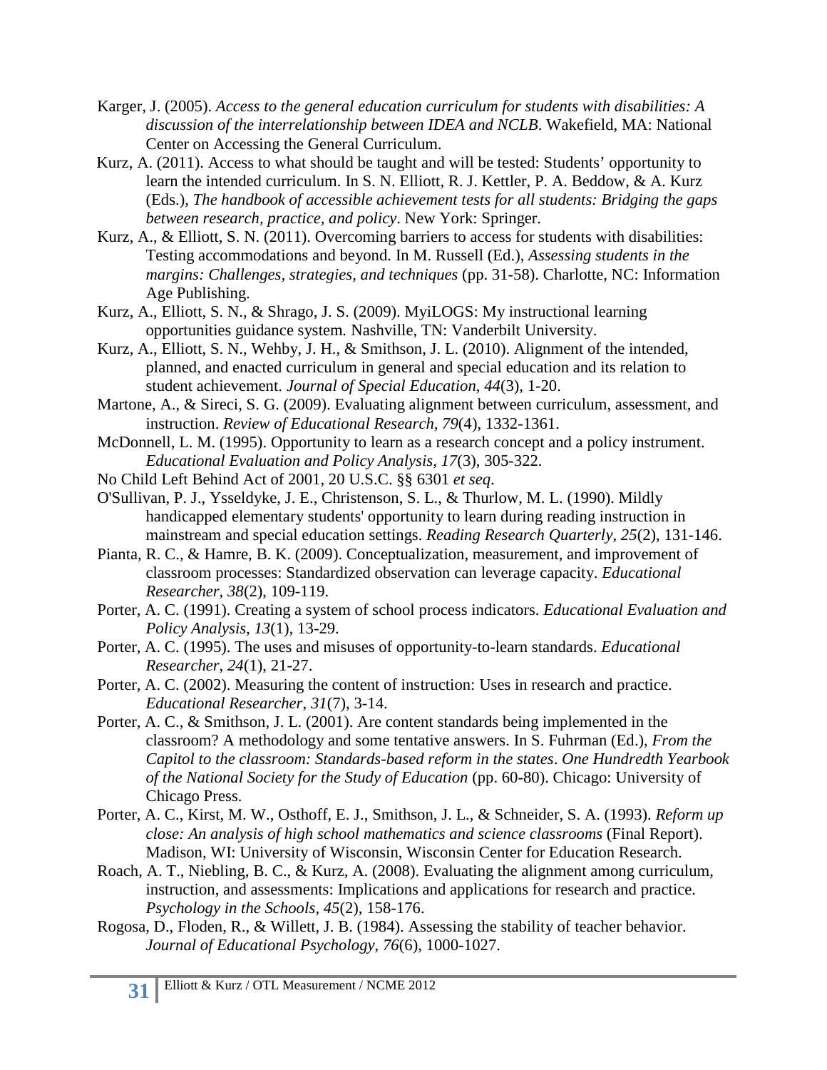Karger, J. (2005). *Access to the general education curriculum for students with disabilities: A discussion of the interrelationship between IDEA and NCLB*. Wakefield, MA: National Center on Accessing the General Curriculum.

Kurz, A. (2011). Access to what should be taught and will be tested: Students' opportunity to learn the intended curriculum. In S. N. Elliott, R. J. Kettler, P. A. Beddow, & A. Kurz (Eds.), *The handbook of accessible achievement tests for all students: Bridging the gaps between research, practice, and policy*. New York: Springer.

Kurz, A., & Elliott, S. N. (2011). Overcoming barriers to access for students with disabilities: Testing accommodations and beyond. In M. Russell (Ed.), *Assessing students in the margins: Challenges, strategies, and techniques* (pp. 31-58). Charlotte, NC: Information Age Publishing.

Kurz, A., Elliott, S. N., & Shrago, J. S. (2009). MyiLOGS: My instructional learning opportunities guidance system*.* Nashville, TN: Vanderbilt University.

Kurz, A., Elliott, S. N., Wehby, J. H., & Smithson, J. L. (2010). Alignment of the intended, planned, and enacted curriculum in general and special education and its relation to student achievement. *Journal of Special Education*, *44*(3), 1-20.

Martone, A., & Sireci, S. G. (2009). Evaluating alignment between curriculum, assessment, and instruction. *Review of Educational Research*, *79*(4), 1332-1361.

McDonnell, L. M. (1995). Opportunity to learn as a research concept and a policy instrument. *Educational Evaluation and Policy Analysis*, *17*(3), 305-322.

No Child Left Behind Act of 2001, 20 U.S.C. §§ 6301 *et seq*.

O'Sullivan, P. J., Ysseldyke, J. E., Christenson, S. L., & Thurlow, M. L. (1990). Mildly handicapped elementary students' opportunity to learn during reading instruction in mainstream and special education settings. *Reading Research Quarterly*, *25*(2), 131-146.

Pianta, R. C., & Hamre, B. K. (2009). Conceptualization, measurement, and improvement of classroom processes: Standardized observation can leverage capacity. *Educational Researcher*, *38*(2), 109-119.

Porter, A. C. (1991). Creating a system of school process indicators. *Educational Evaluation and Policy Analysis*, *13*(1), 13-29.

Porter, A. C. (1995). The uses and misuses of opportunity-to-learn standards. *Educational Researcher*, *24*(1), 21-27.

Porter, A. C. (2002). Measuring the content of instruction: Uses in research and practice. *Educational Researcher*, *31*(7), 3-14.

Porter, A. C., & Smithson, J. L. (2001). Are content standards being implemented in the classroom? A methodology and some tentative answers. In S. Fuhrman (Ed.), *From the Capitol to the classroom: Standards-based reform in the states*. *One Hundredth Yearbook of the National Society for the Study of Education* (pp. 60-80). Chicago: University of Chicago Press.

Porter, A. C., Kirst, M. W., Osthoff, E. J., Smithson, J. L., & Schneider, S. A. (1993). *Reform up close: An analysis of high school mathematics and science classrooms* (Final Report). Madison, WI: University of Wisconsin, Wisconsin Center for Education Research.

Roach, A. T., Niebling, B. C., & Kurz, A. (2008). Evaluating the alignment among curriculum, instruction, and assessments: Implications and applications for research and practice. *Psychology in the Schools*, *45*(2), 158-176.

Rogosa, D., Floden, R., & Willett, J. B. (1984). Assessing the stability of teacher behavior. *Journal of Educational Psychology*, *76*(6), 1000-1027.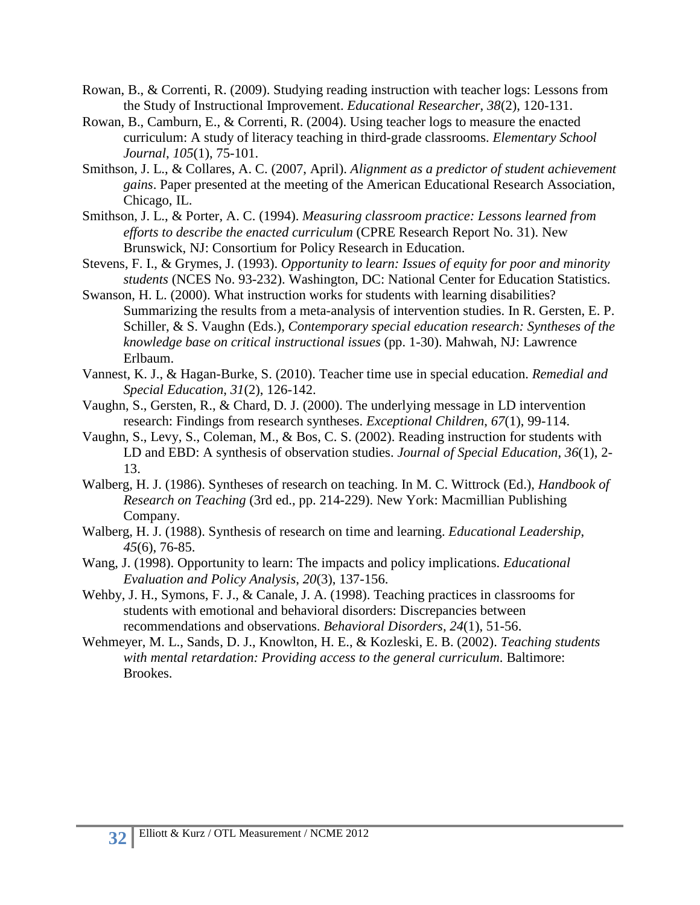Rowan, B., & Correnti, R. (2009). Studying reading instruction with teacher logs: Lessons from the Study of Instructional Improvement. *Educational Researcher*, *38*(2), 120-131.

Rowan, B., Camburn, E., & Correnti, R. (2004). Using teacher logs to measure the enacted curriculum: A study of literacy teaching in third-grade classrooms. *Elementary School Journal*, *105*(1), 75-101.

Smithson, J. L., & Collares, A. C. (2007, April). *Alignment as a predictor of student achievement gains*. Paper presented at the meeting of the American Educational Research Association, Chicago, IL.

Smithson, J. L., & Porter, A. C. (1994). *Measuring classroom practice: Lessons learned from efforts to describe the enacted curriculum* (CPRE Research Report No. 31). New Brunswick, NJ: Consortium for Policy Research in Education.

Stevens, F. I., & Grymes, J. (1993). *Opportunity to learn: Issues of equity for poor and minority students* (NCES No. 93-232). Washington, DC: National Center for Education Statistics.

Swanson, H. L. (2000). What instruction works for students with learning disabilities? Summarizing the results from a meta-analysis of intervention studies. In R. Gersten, E. P. Schiller, & S. Vaughn (Eds.), *Contemporary special education research: Syntheses of the knowledge base on critical instructional issues* (pp. 1-30). Mahwah, NJ: Lawrence Erlbaum.

Vannest, K. J., & Hagan-Burke, S. (2010). Teacher time use in special education. *Remedial and Special Education*, *31*(2), 126-142.

Vaughn, S., Gersten, R., & Chard, D. J. (2000). The underlying message in LD intervention research: Findings from research syntheses. *Exceptional Children*, *67*(1), 99-114.

Vaughn, S., Levy, S., Coleman, M., & Bos, C. S. (2002). Reading instruction for students with LD and EBD: A synthesis of observation studies. *Journal of Special Education*, *36*(1), 2-13.

Walberg, H. J. (1986). Syntheses of research on teaching. In M. C. Wittrock (Ed.), *Handbook of Research on Teaching* (3rd ed., pp. 214-229). New York: Macmillian Publishing Company.

Walberg, H. J. (1988). Synthesis of research on time and learning. *Educational Leadership*, *45*(6), 76-85.

Wang, J. (1998). Opportunity to learn: The impacts and policy implications. *Educational Evaluation and Policy Analysis*, *20*(3), 137-156.

Wehby, J. H., Symons, F. J., & Canale, J. A. (1998). Teaching practices in classrooms for students with emotional and behavioral disorders: Discrepancies between recommendations and observations. *Behavioral Disorders*, *24*(1), 51-56.

Wehmeyer, M. L., Sands, D. J., Knowlton, H. E., & Kozleski, E. B. (2002). *Teaching students with mental retardation: Providing access to the general curriculum*. Baltimore: Brookes.